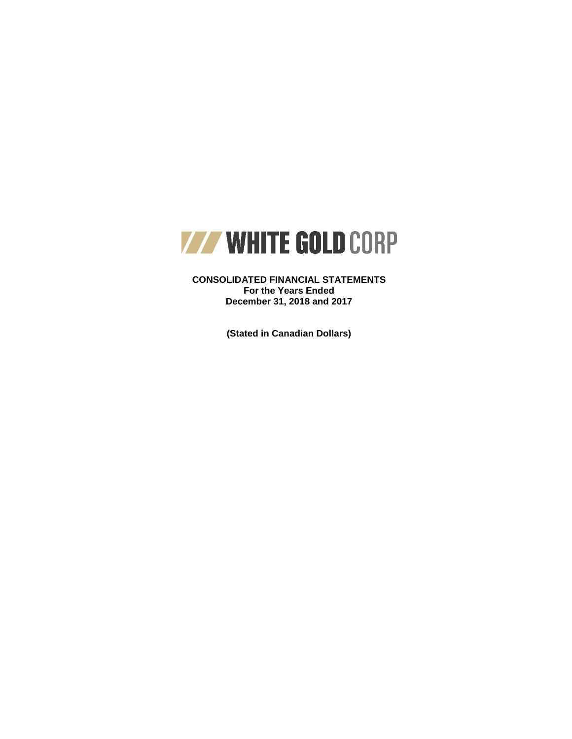# WHITE GOLD CORP

**CONSOLIDATED FINANCIAL STATEMENTS**
**For the Years Ended**
**December 31, 2018 and 2017**

**(Stated in Canadian Dollars)**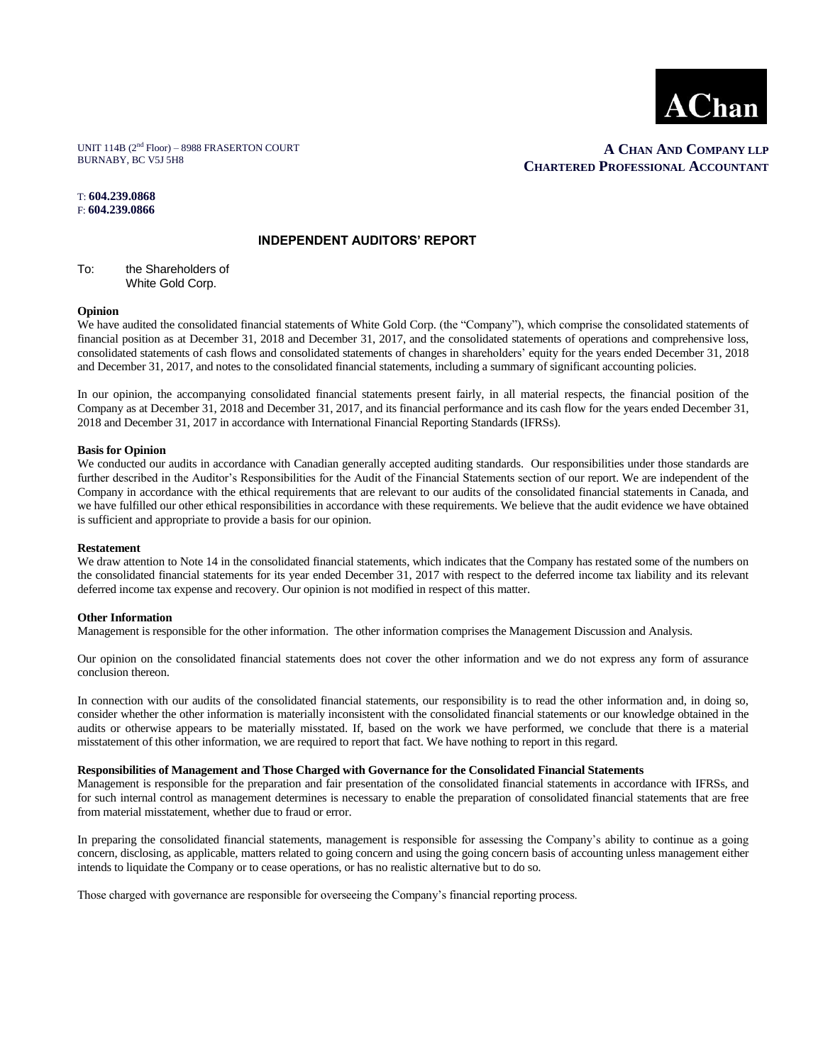**AChan**

UNIT 114B (2nd Floor) – 8988 FRASERTON COURT
BURNABY, BC V5J 5H8

T: **604.239.0868**
F: **604.239.0866**

**A CHAN AND COMPANY LLP**
**CHARTERED PROFESSIONAL ACCOUNTANT**

## INDEPENDENT AUDITORS' REPORT

To: the Shareholders of
White Gold Corp.

**Opinion**

We have audited the consolidated financial statements of White Gold Corp. (the "Company"), which comprise the consolidated statements of financial position as at December 31, 2018 and December 31, 2017, and the consolidated statements of operations and comprehensive loss, consolidated statements of cash flows and consolidated statements of changes in shareholders' equity for the years ended December 31, 2018 and December 31, 2017, and notes to the consolidated financial statements, including a summary of significant accounting policies.

In our opinion, the accompanying consolidated financial statements present fairly, in all material respects, the financial position of the Company as at December 31, 2018 and December 31, 2017, and its financial performance and its cash flow for the years ended December 31, 2018 and December 31, 2017 in accordance with International Financial Reporting Standards (IFRSs).

**Basis for Opinion**

We conducted our audits in accordance with Canadian generally accepted auditing standards. Our responsibilities under those standards are further described in the Auditor's Responsibilities for the Audit of the Financial Statements section of our report. We are independent of the Company in accordance with the ethical requirements that are relevant to our audits of the consolidated financial statements in Canada, and we have fulfilled our other ethical responsibilities in accordance with these requirements. We believe that the audit evidence we have obtained is sufficient and appropriate to provide a basis for our opinion.

**Restatement**

We draw attention to Note 14 in the consolidated financial statements, which indicates that the Company has restated some of the numbers on the consolidated financial statements for its year ended December 31, 2017 with respect to the deferred income tax liability and its relevant deferred income tax expense and recovery. Our opinion is not modified in respect of this matter.

**Other Information**

Management is responsible for the other information. The other information comprises the Management Discussion and Analysis.

Our opinion on the consolidated financial statements does not cover the other information and we do not express any form of assurance conclusion thereon.

In connection with our audits of the consolidated financial statements, our responsibility is to read the other information and, in doing so, consider whether the other information is materially inconsistent with the consolidated financial statements or our knowledge obtained in the audits or otherwise appears to be materially misstated. If, based on the work we have performed, we conclude that there is a material misstatement of this other information, we are required to report that fact. We have nothing to report in this regard.

**Responsibilities of Management and Those Charged with Governance for the Consolidated Financial Statements**

Management is responsible for the preparation and fair presentation of the consolidated financial statements in accordance with IFRSs, and for such internal control as management determines is necessary to enable the preparation of consolidated financial statements that are free from material misstatement, whether due to fraud or error.

In preparing the consolidated financial statements, management is responsible for assessing the Company's ability to continue as a going concern, disclosing, as applicable, matters related to going concern and using the going concern basis of accounting unless management either intends to liquidate the Company or to cease operations, or has no realistic alternative but to do so.

Those charged with governance are responsible for overseeing the Company's financial reporting process.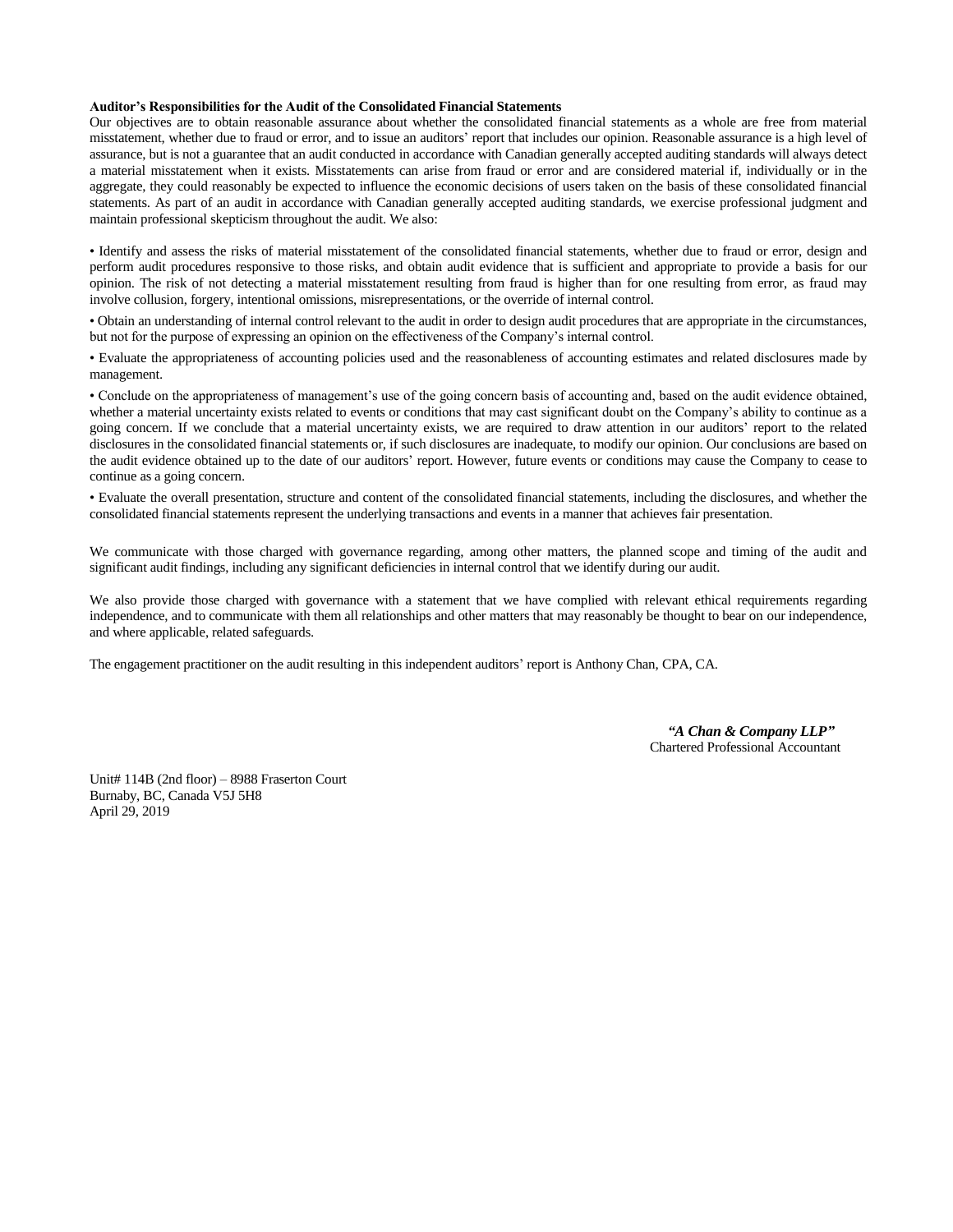**Auditor's Responsibilities for the Audit of the Consolidated Financial Statements**

Our objectives are to obtain reasonable assurance about whether the consolidated financial statements as a whole are free from material misstatement, whether due to fraud or error, and to issue an auditors' report that includes our opinion. Reasonable assurance is a high level of assurance, but is not a guarantee that an audit conducted in accordance with Canadian generally accepted auditing standards will always detect a material misstatement when it exists. Misstatements can arise from fraud or error and are considered material if, individually or in the aggregate, they could reasonably be expected to influence the economic decisions of users taken on the basis of these consolidated financial statements. As part of an audit in accordance with Canadian generally accepted auditing standards, we exercise professional judgment and maintain professional skepticism throughout the audit. We also:

- Identify and assess the risks of material misstatement of the consolidated financial statements, whether due to fraud or error, design and perform audit procedures responsive to those risks, and obtain audit evidence that is sufficient and appropriate to provide a basis for our opinion. The risk of not detecting a material misstatement resulting from fraud is higher than for one resulting from error, as fraud may involve collusion, forgery, intentional omissions, misrepresentations, or the override of internal control.
- Obtain an understanding of internal control relevant to the audit in order to design audit procedures that are appropriate in the circumstances, but not for the purpose of expressing an opinion on the effectiveness of the Company's internal control.
- Evaluate the appropriateness of accounting policies used and the reasonableness of accounting estimates and related disclosures made by management.
- Conclude on the appropriateness of management's use of the going concern basis of accounting and, based on the audit evidence obtained, whether a material uncertainty exists related to events or conditions that may cast significant doubt on the Company's ability to continue as a going concern. If we conclude that a material uncertainty exists, we are required to draw attention in our auditors' report to the related disclosures in the consolidated financial statements or, if such disclosures are inadequate, to modify our opinion. Our conclusions are based on the audit evidence obtained up to the date of our auditors' report. However, future events or conditions may cause the Company to cease to continue as a going concern.
- Evaluate the overall presentation, structure and content of the consolidated financial statements, including the disclosures, and whether the consolidated financial statements represent the underlying transactions and events in a manner that achieves fair presentation.

We communicate with those charged with governance regarding, among other matters, the planned scope and timing of the audit and significant audit findings, including any significant deficiencies in internal control that we identify during our audit.

We also provide those charged with governance with a statement that we have complied with relevant ethical requirements regarding independence, and to communicate with them all relationships and other matters that may reasonably be thought to bear on our independence, and where applicable, related safeguards.

The engagement practitioner on the audit resulting in this independent auditors' report is Anthony Chan, CPA, CA.

***"A Chan & Company LLP"***
Chartered Professional Accountant

Unit# 114B (2nd floor) – 8988 Fraserton Court
Burnaby, BC, Canada V5J 5H8
April 29, 2019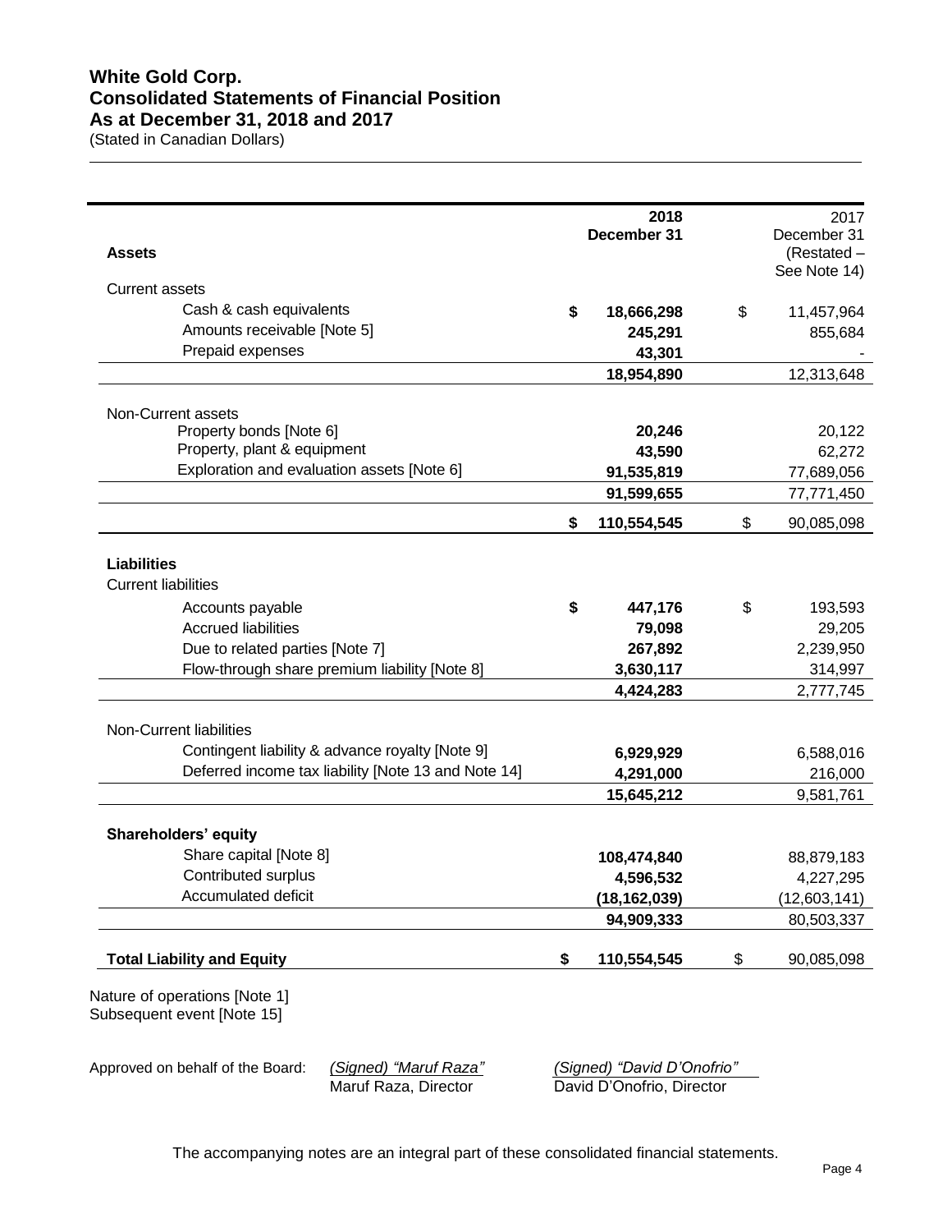# White Gold Corp.
# Consolidated Statements of Financial Position
# As at December 31, 2018 and 2017

(Stated in Canadian Dollars)

| | 2018 December 31 | 2017 December 31 (Restated – See Note 14) |
|---|---|---|
| **Assets** | | |
| Current assets | | |
| Cash & cash equivalents | **$ 18,666,298** | $ 11,457,964 |
| Amounts receivable [Note 5] | **245,291** | 855,684 |
| Prepaid expenses | **43,301** | - |
| | **18,954,890** | 12,313,648 |
| Non-Current assets | | |
| Property bonds [Note 6] | **20,246** | 20,122 |
| Property, plant & equipment | **43,590** | 62,272 |
| Exploration and evaluation assets [Note 6] | **91,535,819** | 77,689,056 |
| | **91,599,655** | 77,771,450 |
| | **$ 110,554,545** | $ 90,085,098 |
| **Liabilities** | | |
| Current liabilities | | |
| Accounts payable | **$ 447,176** | $ 193,593 |
| Accrued liabilities | **79,098** | 29,205 |
| Due to related parties [Note 7] | **267,892** | 2,239,950 |
| Flow-through share premium liability [Note 8] | **3,630,117** | 314,997 |
| | **4,424,283** | 2,777,745 |
| Non-Current liabilities | | |
| Contingent liability & advance royalty [Note 9] | **6,929,929** | 6,588,016 |
| Deferred income tax liability [Note 13 and Note 14] | **4,291,000** | 216,000 |
| | **15,645,212** | 9,581,761 |
| **Shareholders' equity** | | |
| Share capital [Note 8] | **108,474,840** | 88,879,183 |
| Contributed surplus | **4,596,532** | 4,227,295 |
| Accumulated deficit | **(18,162,039)** | (12,603,141) |
| | **94,909,333** | 80,503,337 |
| **Total Liability and Equity** | **$ 110,554,545** | $ 90,085,098 |

Nature of operations [Note 1]
Subsequent event [Note 15]

Approved on behalf of the Board: *(Signed) "Maruf Raza"* Maruf Raza, Director *(Signed) "David D'Onofrio"* David D'Onofrio, Director

The accompanying notes are an integral part of these consolidated financial statements.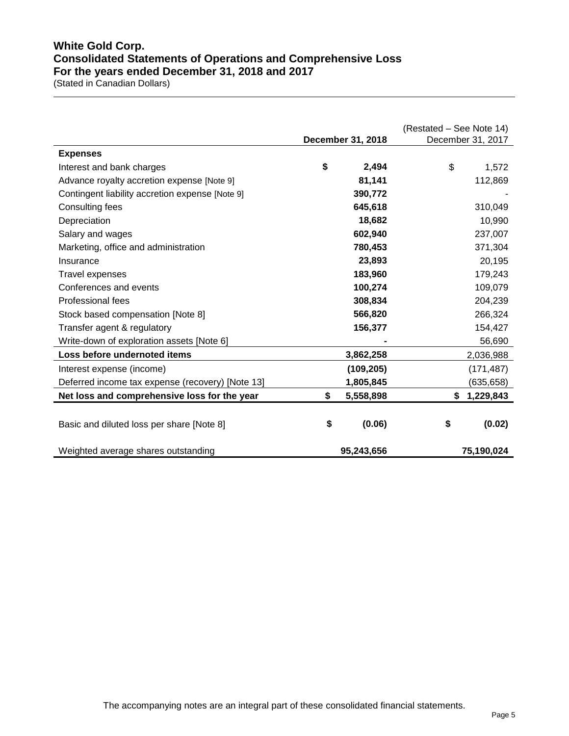# White Gold Corp.
## Consolidated Statements of Operations and Comprehensive Loss
## For the years ended December 31, 2018 and 2017

(Stated in Canadian Dollars)

| | **December 31, 2018** | (Restated – See Note 14) December 31, 2017 |
|---|---|---|
| **Expenses** | | |
| Interest and bank charges | **$ 2,494** | $ 1,572 |
| Advance royalty accretion expense [Note 9] | **81,141** | 112,869 |
| Contingent liability accretion expense [Note 9] | **390,772** | - |
| Consulting fees | **645,618** | 310,049 |
| Depreciation | **18,682** | 10,990 |
| Salary and wages | **602,940** | 237,007 |
| Marketing, office and administration | **780,453** | 371,304 |
| Insurance | **23,893** | 20,195 |
| Travel expenses | **183,960** | 179,243 |
| Conferences and events | **100,274** | 109,079 |
| Professional fees | **308,834** | 204,239 |
| Stock based compensation [Note 8] | **566,820** | 266,324 |
| Transfer agent & regulatory | **156,377** | 154,427 |
| Write-down of exploration assets [Note 6] | **-** | 56,690 |
| **Loss before undernoted items** | **3,862,258** | 2,036,988 |
| Interest expense (income) | **(109,205)** | (171,487) |
| Deferred income tax expense (recovery) [Note 13] | **1,805,845** | (635,658) |
| **Net loss and comprehensive loss for the year** | **$ 5,558,898** | **$ 1,229,843** |
| Basic and diluted loss per share [Note 8] | **$ (0.06)** | **$ (0.02)** |
| Weighted average shares outstanding | **95,243,656** | **75,190,024** |

The accompanying notes are an integral part of these consolidated financial statements.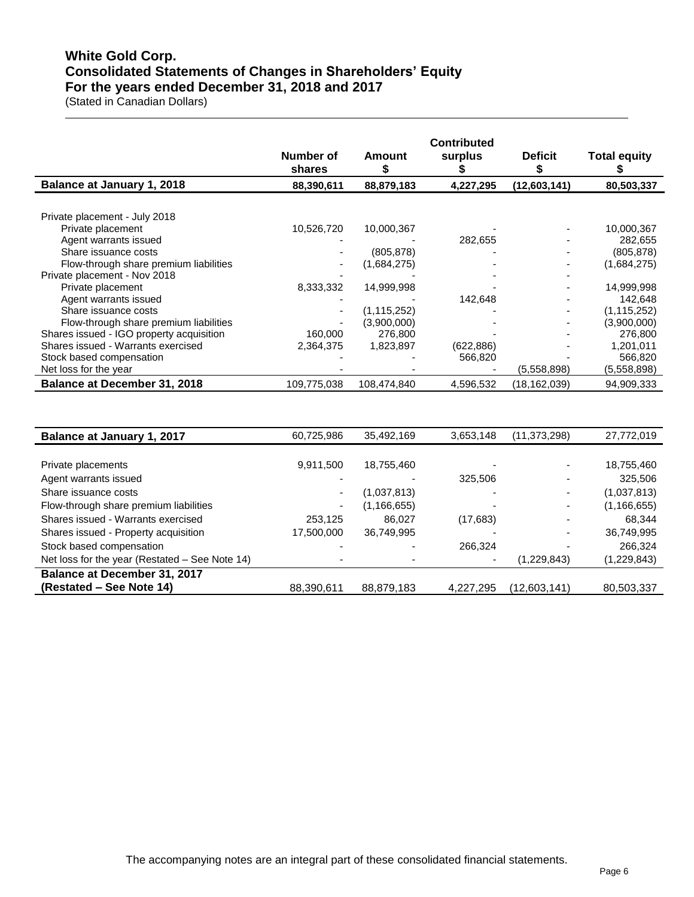# White Gold Corp.
## Consolidated Statements of Changes in Shareholders' Equity
## For the years ended December 31, 2018 and 2017
(Stated in Canadian Dollars)

| | Number of shares | Amount $ | Contributed surplus $ | Deficit $ | Total equity $ |
|---|---|---|---|---|---|
| **Balance at January 1, 2018** | **88,390,611** | **88,879,183** | **4,227,295** | **(12,603,141)** | **80,503,337** |
| Private placement - July 2018 | | | | | |
| Private placement | 10,526,720 | 10,000,367 | - | - | 10,000,367 |
| Agent warrants issued | - | - | 282,655 | - | 282,655 |
| Share issuance costs | - | (805,878) | - | - | (805,878) |
| Flow-through share premium liabilities | - | (1,684,275) | - | - | (1,684,275) |
| Private placement - Nov 2018 | - | - | - | - | |
| Private placement | 8,333,332 | 14,999,998 | - | - | 14,999,998 |
| Agent warrants issued | - | - | 142,648 | - | 142,648 |
| Share issuance costs | - | (1,115,252) | - | - | (1,115,252) |
| Flow-through share premium liabilities | - | (3,900,000) | - | - | (3,900,000) |
| Shares issued - IGO property acquisition | 160,000 | 276,800 | - | - | 276,800 |
| Shares issued - Warrants exercised | 2,364,375 | 1,823,897 | (622,886) | - | 1,201,011 |
| Stock based compensation | - | - | 566,820 | - | 566,820 |
| Net loss for the year | - | - | - | (5,558,898) | (5,558,898) |
| **Balance at December 31, 2018** | 109,775,038 | 108,474,840 | 4,596,532 | (18,162,039) | 94,909,333 |

| | Number of shares | Amount $ | Contributed surplus $ | Deficit $ | Total equity $ |
|---|---|---|---|---|---|
| **Balance at January 1, 2017** | 60,725,986 | 35,492,169 | 3,653,148 | (11,373,298) | 27,772,019 |
| Private placements | 9,911,500 | 18,755,460 | - | - | 18,755,460 |
| Agent warrants issued | - | - | 325,506 | - | 325,506 |
| Share issuance costs | - | (1,037,813) | - | - | (1,037,813) |
| Flow-through share premium liabilities | - | (1,166,655) | - | - | (1,166,655) |
| Shares issued - Warrants exercised | 253,125 | 86,027 | (17,683) | - | 68,344 |
| Shares issued - Property acquisition | 17,500,000 | 36,749,995 | - | - | 36,749,995 |
| Stock based compensation | - | - | 266,324 | - | 266,324 |
| Net loss for the year (Restated – See Note 14) | - | - | - | (1,229,843) | (1,229,843) |
| **Balance at December 31, 2017 (Restated – See Note 14)** | 88,390,611 | 88,879,183 | 4,227,295 | (12,603,141) | 80,503,337 |

The accompanying notes are an integral part of these consolidated financial statements.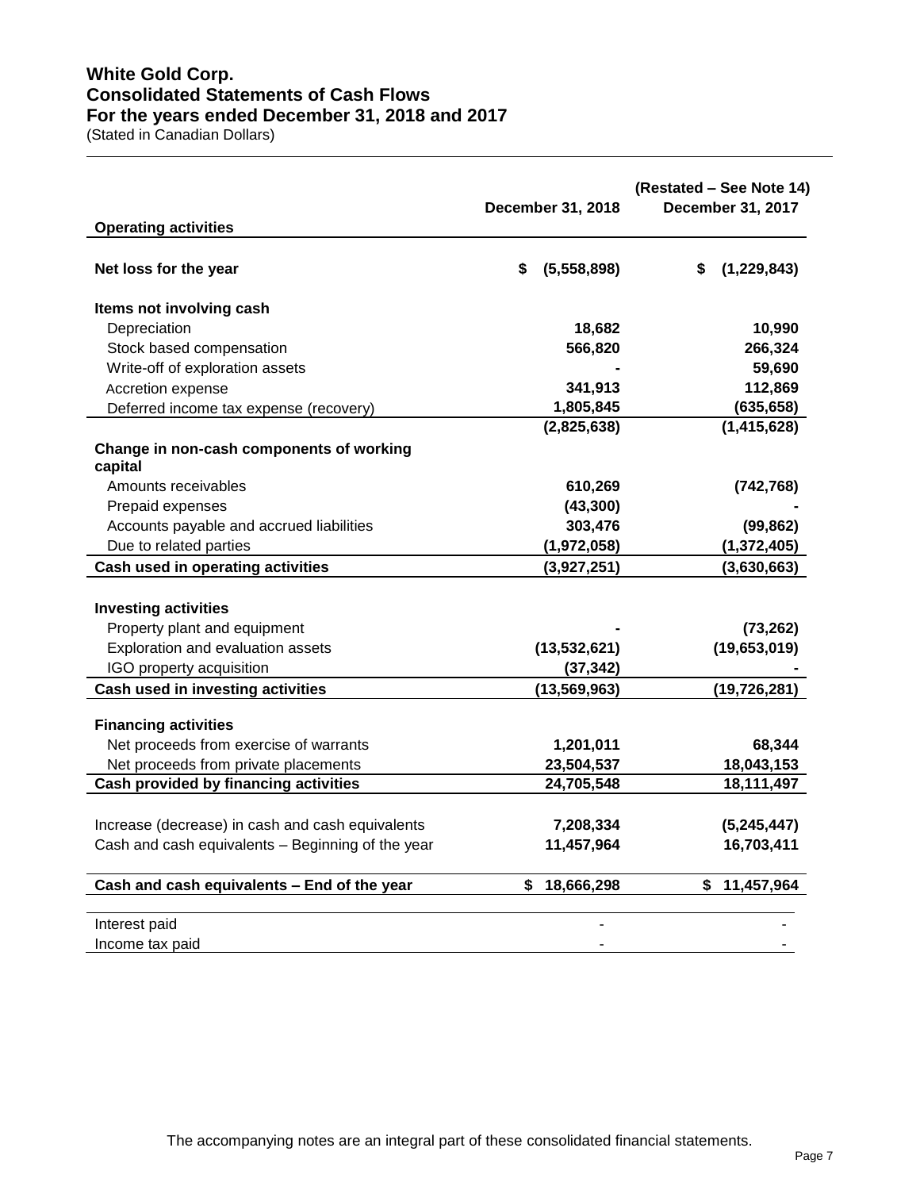# White Gold Corp.
## Consolidated Statements of Cash Flows
## For the years ended December 31, 2018 and 2017

(Stated in Canadian Dollars)

| | December 31, 2018 | (Restated – See Note 14) December 31, 2017 |
|---|---|---|
| **Operating activities** | | |
| **Net loss for the year** | $ (5,558,898) | $ (1,229,843) |
| **Items not involving cash** | | |
| Depreciation | 18,682 | 10,990 |
| Stock based compensation | 566,820 | 266,324 |
| Write-off of exploration assets | - | 59,690 |
| Accretion expense | 341,913 | 112,869 |
| Deferred income tax expense (recovery) | 1,805,845 | (635,658) |
| | (2,825,638) | (1,415,628) |
| **Change in non-cash components of working capital** | | |
| Amounts receivables | 610,269 | (742,768) |
| Prepaid expenses | (43,300) | - |
| Accounts payable and accrued liabilities | 303,476 | (99,862) |
| Due to related parties | (1,972,058) | (1,372,405) |
| **Cash used in operating activities** | (3,927,251) | (3,630,663) |
| **Investing activities** | | |
| Property plant and equipment | - | (73,262) |
| Exploration and evaluation assets | (13,532,621) | (19,653,019) |
| IGO property acquisition | (37,342) | - |
| **Cash used in investing activities** | (13,569,963) | (19,726,281) |
| **Financing activities** | | |
| Net proceeds from exercise of warrants | 1,201,011 | 68,344 |
| Net proceeds from private placements | 23,504,537 | 18,043,153 |
| **Cash provided by financing activities** | 24,705,548 | 18,111,497 |
| Increase (decrease) in cash and cash equivalents | 7,208,334 | (5,245,447) |
| Cash and cash equivalents – Beginning of the year | 11,457,964 | 16,703,411 |
| **Cash and cash equivalents – End of the year** | $ 18,666,298 | $ 11,457,964 |
| Interest paid | - | - |
| Income tax paid | - | - |

The accompanying notes are an integral part of these consolidated financial statements.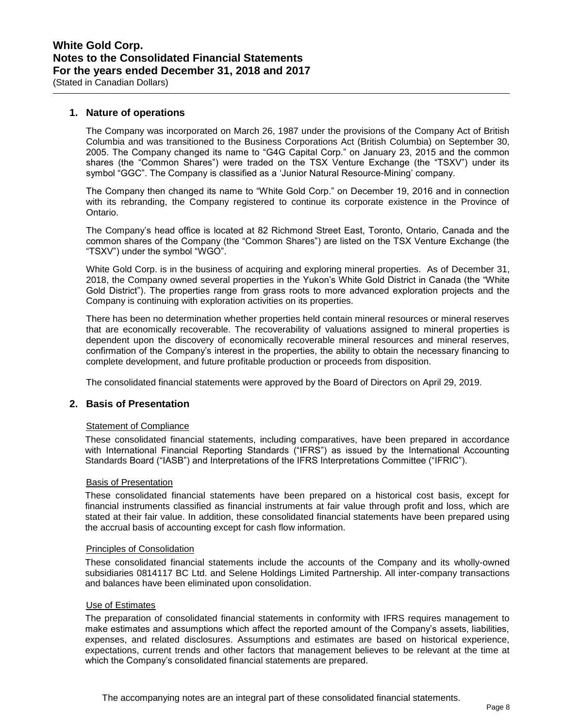## 1. Nature of operations

The Company was incorporated on March 26, 1987 under the provisions of the Company Act of British Columbia and was transitioned to the Business Corporations Act (British Columbia) on September 30, 2005. The Company changed its name to "G4G Capital Corp." on January 23, 2015 and the common shares (the "Common Shares") were traded on the TSX Venture Exchange (the "TSXV") under its symbol "GGC". The Company is classified as a 'Junior Natural Resource-Mining' company.

The Company then changed its name to "White Gold Corp." on December 19, 2016 and in connection with its rebranding, the Company registered to continue its corporate existence in the Province of Ontario.

The Company's head office is located at 82 Richmond Street East, Toronto, Ontario, Canada and the common shares of the Company (the "Common Shares") are listed on the TSX Venture Exchange (the "TSXV") under the symbol "WGO".

White Gold Corp. is in the business of acquiring and exploring mineral properties. As of December 31, 2018, the Company owned several properties in the Yukon's White Gold District in Canada (the "White Gold District"). The properties range from grass roots to more advanced exploration projects and the Company is continuing with exploration activities on its properties.

There has been no determination whether properties held contain mineral resources or mineral reserves that are economically recoverable. The recoverability of valuations assigned to mineral properties is dependent upon the discovery of economically recoverable mineral resources and mineral reserves, confirmation of the Company's interest in the properties, the ability to obtain the necessary financing to complete development, and future profitable production or proceeds from disposition.

The consolidated financial statements were approved by the Board of Directors on April 29, 2019.

## 2. Basis of Presentation

<u>Statement of Compliance</u>

These consolidated financial statements, including comparatives, have been prepared in accordance with International Financial Reporting Standards ("IFRS") as issued by the International Accounting Standards Board ("IASB") and Interpretations of the IFRS Interpretations Committee ("IFRIC").

<u>Basis of Presentation</u>

These consolidated financial statements have been prepared on a historical cost basis, except for financial instruments classified as financial instruments at fair value through profit and loss, which are stated at their fair value. In addition, these consolidated financial statements have been prepared using the accrual basis of accounting except for cash flow information.

<u>Principles of Consolidation</u>

These consolidated financial statements include the accounts of the Company and its wholly-owned subsidiaries 0814117 BC Ltd. and Selene Holdings Limited Partnership. All inter-company transactions and balances have been eliminated upon consolidation.

<u>Use of Estimates</u>

The preparation of consolidated financial statements in conformity with IFRS requires management to make estimates and assumptions which affect the reported amount of the Company's assets, liabilities, expenses, and related disclosures. Assumptions and estimates are based on historical experience, expectations, current trends and other factors that management believes to be relevant at the time at which the Company's consolidated financial statements are prepared.

The accompanying notes are an integral part of these consolidated financial statements.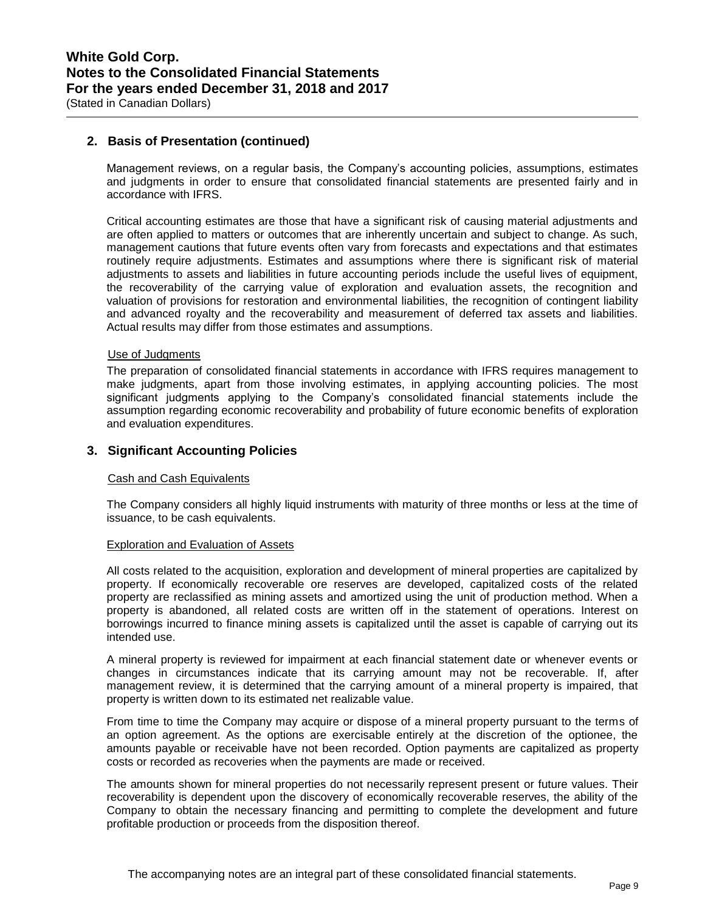## 2. Basis of Presentation (continued)

Management reviews, on a regular basis, the Company's accounting policies, assumptions, estimates and judgments in order to ensure that consolidated financial statements are presented fairly and in accordance with IFRS.

Critical accounting estimates are those that have a significant risk of causing material adjustments and are often applied to matters or outcomes that are inherently uncertain and subject to change. As such, management cautions that future events often vary from forecasts and expectations and that estimates routinely require adjustments. Estimates and assumptions where there is significant risk of material adjustments to assets and liabilities in future accounting periods include the useful lives of equipment, the recoverability of the carrying value of exploration and evaluation assets, the recognition and valuation of provisions for restoration and environmental liabilities, the recognition of contingent liability and advanced royalty and the recoverability and measurement of deferred tax assets and liabilities. Actual results may differ from those estimates and assumptions.

Use of Judgments

The preparation of consolidated financial statements in accordance with IFRS requires management to make judgments, apart from those involving estimates, in applying accounting policies. The most significant judgments applying to the Company's consolidated financial statements include the assumption regarding economic recoverability and probability of future economic benefits of exploration and evaluation expenditures.

## 3. Significant Accounting Policies

Cash and Cash Equivalents

The Company considers all highly liquid instruments with maturity of three months or less at the time of issuance, to be cash equivalents.

Exploration and Evaluation of Assets

All costs related to the acquisition, exploration and development of mineral properties are capitalized by property. If economically recoverable ore reserves are developed, capitalized costs of the related property are reclassified as mining assets and amortized using the unit of production method. When a property is abandoned, all related costs are written off in the statement of operations. Interest on borrowings incurred to finance mining assets is capitalized until the asset is capable of carrying out its intended use.

A mineral property is reviewed for impairment at each financial statement date or whenever events or changes in circumstances indicate that its carrying amount may not be recoverable. If, after management review, it is determined that the carrying amount of a mineral property is impaired, that property is written down to its estimated net realizable value.

From time to time the Company may acquire or dispose of a mineral property pursuant to the terms of an option agreement. As the options are exercisable entirely at the discretion of the optionee, the amounts payable or receivable have not been recorded. Option payments are capitalized as property costs or recorded as recoveries when the payments are made or received.

The amounts shown for mineral properties do not necessarily represent present or future values. Their recoverability is dependent upon the discovery of economically recoverable reserves, the ability of the Company to obtain the necessary financing and permitting to complete the development and future profitable production or proceeds from the disposition thereof.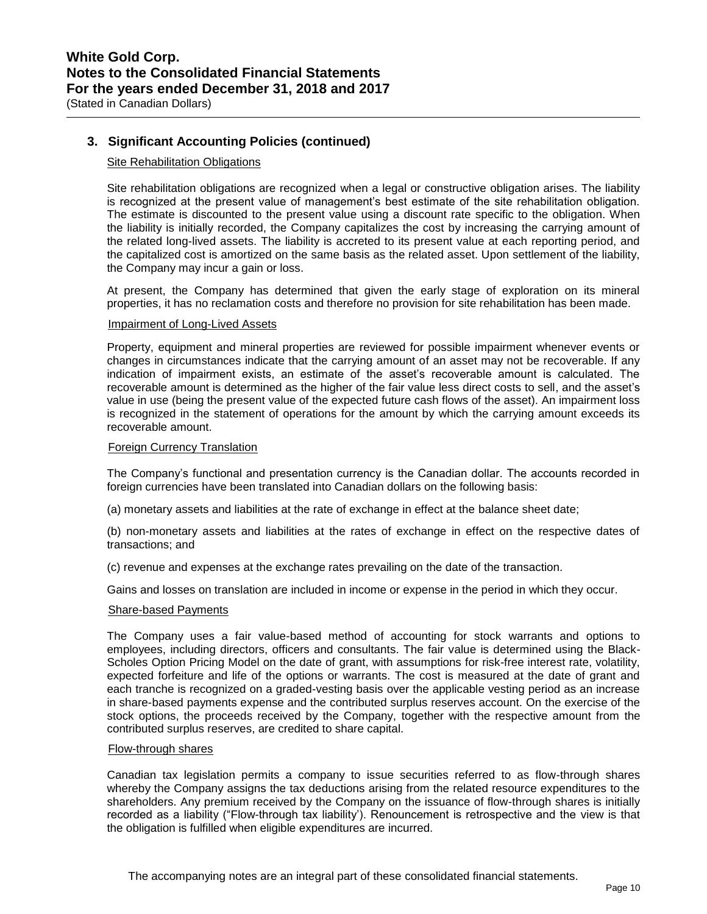## 3. Significant Accounting Policies (continued)

### Site Rehabilitation Obligations

Site rehabilitation obligations are recognized when a legal or constructive obligation arises. The liability is recognized at the present value of management's best estimate of the site rehabilitation obligation. The estimate is discounted to the present value using a discount rate specific to the obligation. When the liability is initially recorded, the Company capitalizes the cost by increasing the carrying amount of the related long-lived assets. The liability is accreted to its present value at each reporting period, and the capitalized cost is amortized on the same basis as the related asset. Upon settlement of the liability, the Company may incur a gain or loss.

At present, the Company has determined that given the early stage of exploration on its mineral properties, it has no reclamation costs and therefore no provision for site rehabilitation has been made.

### Impairment of Long-Lived Assets

Property, equipment and mineral properties are reviewed for possible impairment whenever events or changes in circumstances indicate that the carrying amount of an asset may not be recoverable. If any indication of impairment exists, an estimate of the asset's recoverable amount is calculated. The recoverable amount is determined as the higher of the fair value less direct costs to sell, and the asset's value in use (being the present value of the expected future cash flows of the asset). An impairment loss is recognized in the statement of operations for the amount by which the carrying amount exceeds its recoverable amount.

### Foreign Currency Translation

The Company's functional and presentation currency is the Canadian dollar. The accounts recorded in foreign currencies have been translated into Canadian dollars on the following basis:

(a) monetary assets and liabilities at the rate of exchange in effect at the balance sheet date;

(b) non-monetary assets and liabilities at the rates of exchange in effect on the respective dates of transactions; and

(c) revenue and expenses at the exchange rates prevailing on the date of the transaction.

Gains and losses on translation are included in income or expense in the period in which they occur.

### Share-based Payments

The Company uses a fair value-based method of accounting for stock warrants and options to employees, including directors, officers and consultants. The fair value is determined using the Black-Scholes Option Pricing Model on the date of grant, with assumptions for risk-free interest rate, volatility, expected forfeiture and life of the options or warrants. The cost is measured at the date of grant and each tranche is recognized on a graded-vesting basis over the applicable vesting period as an increase in share-based payments expense and the contributed surplus reserves account. On the exercise of the stock options, the proceeds received by the Company, together with the respective amount from the contributed surplus reserves, are credited to share capital.

### Flow-through shares

Canadian tax legislation permits a company to issue securities referred to as flow-through shares whereby the Company assigns the tax deductions arising from the related resource expenditures to the shareholders. Any premium received by the Company on the issuance of flow-through shares is initially recorded as a liability ("Flow-through tax liability'). Renouncement is retrospective and the view is that the obligation is fulfilled when eligible expenditures are incurred.

The accompanying notes are an integral part of these consolidated financial statements.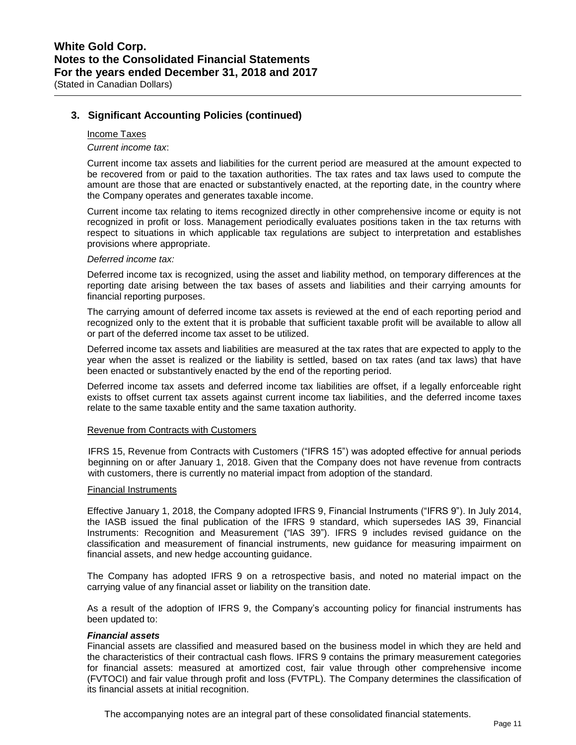## 3. Significant Accounting Policies (continued)

Income Taxes

*Current income tax*:

Current income tax assets and liabilities for the current period are measured at the amount expected to be recovered from or paid to the taxation authorities. The tax rates and tax laws used to compute the amount are those that are enacted or substantively enacted, at the reporting date, in the country where the Company operates and generates taxable income.

Current income tax relating to items recognized directly in other comprehensive income or equity is not recognized in profit or loss. Management periodically evaluates positions taken in the tax returns with respect to situations in which applicable tax regulations are subject to interpretation and establishes provisions where appropriate.

*Deferred income tax:*

Deferred income tax is recognized, using the asset and liability method, on temporary differences at the reporting date arising between the tax bases of assets and liabilities and their carrying amounts for financial reporting purposes.

The carrying amount of deferred income tax assets is reviewed at the end of each reporting period and recognized only to the extent that it is probable that sufficient taxable profit will be available to allow all or part of the deferred income tax asset to be utilized.

Deferred income tax assets and liabilities are measured at the tax rates that are expected to apply to the year when the asset is realized or the liability is settled, based on tax rates (and tax laws) that have been enacted or substantively enacted by the end of the reporting period.

Deferred income tax assets and deferred income tax liabilities are offset, if a legally enforceable right exists to offset current tax assets against current income tax liabilities, and the deferred income taxes relate to the same taxable entity and the same taxation authority.

Revenue from Contracts with Customers

IFRS 15, Revenue from Contracts with Customers ("IFRS 15") was adopted effective for annual periods beginning on or after January 1, 2018. Given that the Company does not have revenue from contracts with customers, there is currently no material impact from adoption of the standard.

Financial Instruments

Effective January 1, 2018, the Company adopted IFRS 9, Financial Instruments ("IFRS 9"). In July 2014, the IASB issued the final publication of the IFRS 9 standard, which supersedes IAS 39, Financial Instruments: Recognition and Measurement ("IAS 39"). IFRS 9 includes revised guidance on the classification and measurement of financial instruments, new guidance for measuring impairment on financial assets, and new hedge accounting guidance.

The Company has adopted IFRS 9 on a retrospective basis, and noted no material impact on the carrying value of any financial asset or liability on the transition date.

As a result of the adoption of IFRS 9, the Company's accounting policy for financial instruments has been updated to:

***Financial assets***

Financial assets are classified and measured based on the business model in which they are held and the characteristics of their contractual cash flows. IFRS 9 contains the primary measurement categories for financial assets: measured at amortized cost, fair value through other comprehensive income (FVTOCI) and fair value through profit and loss (FVTPL). The Company determines the classification of its financial assets at initial recognition.

The accompanying notes are an integral part of these consolidated financial statements.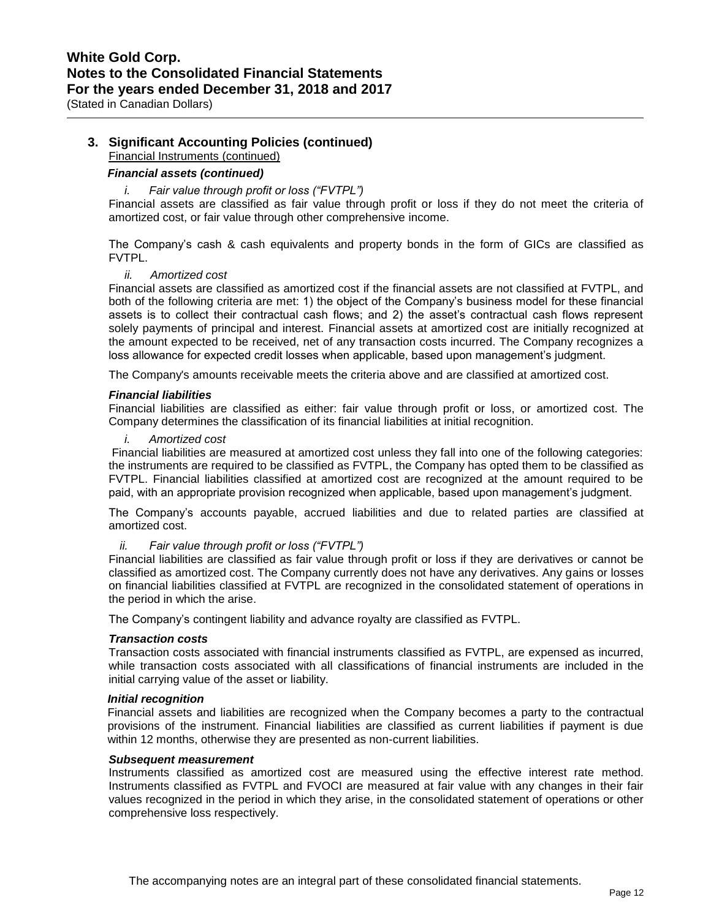## 3. Significant Accounting Policies (continued)

Financial Instruments (continued)

***Financial assets (continued)***

*i. Fair value through profit or loss ("FVTPL")*

Financial assets are classified as fair value through profit or loss if they do not meet the criteria of amortized cost, or fair value through other comprehensive income.

The Company's cash & cash equivalents and property bonds in the form of GICs are classified as FVTPL.

*ii. Amortized cost*

Financial assets are classified as amortized cost if the financial assets are not classified at FVTPL, and both of the following criteria are met: 1) the object of the Company's business model for these financial assets is to collect their contractual cash flows; and 2) the asset's contractual cash flows represent solely payments of principal and interest. Financial assets at amortized cost are initially recognized at the amount expected to be received, net of any transaction costs incurred. The Company recognizes a loss allowance for expected credit losses when applicable, based upon management's judgment.

The Company's amounts receivable meets the criteria above and are classified at amortized cost.

***Financial liabilities***

Financial liabilities are classified as either: fair value through profit or loss, or amortized cost. The Company determines the classification of its financial liabilities at initial recognition.

*i. Amortized cost*

Financial liabilities are measured at amortized cost unless they fall into one of the following categories: the instruments are required to be classified as FVTPL, the Company has opted them to be classified as FVTPL. Financial liabilities classified at amortized cost are recognized at the amount required to be paid, with an appropriate provision recognized when applicable, based upon management's judgment.

The Company's accounts payable, accrued liabilities and due to related parties are classified at amortized cost.

*ii. Fair value through profit or loss ("FVTPL")*

Financial liabilities are classified as fair value through profit or loss if they are derivatives or cannot be classified as amortized cost. The Company currently does not have any derivatives. Any gains or losses on financial liabilities classified at FVTPL are recognized in the consolidated statement of operations in the period in which the arise.

The Company's contingent liability and advance royalty are classified as FVTPL.

***Transaction costs***

Transaction costs associated with financial instruments classified as FVTPL, are expensed as incurred, while transaction costs associated with all classifications of financial instruments are included in the initial carrying value of the asset or liability.

***Initial recognition***

Financial assets and liabilities are recognized when the Company becomes a party to the contractual provisions of the instrument. Financial liabilities are classified as current liabilities if payment is due within 12 months, otherwise they are presented as non-current liabilities.

***Subsequent measurement***

Instruments classified as amortized cost are measured using the effective interest rate method. Instruments classified as FVTPL and FVOCI are measured at fair value with any changes in their fair values recognized in the period in which they arise, in the consolidated statement of operations or other comprehensive loss respectively.

The accompanying notes are an integral part of these consolidated financial statements.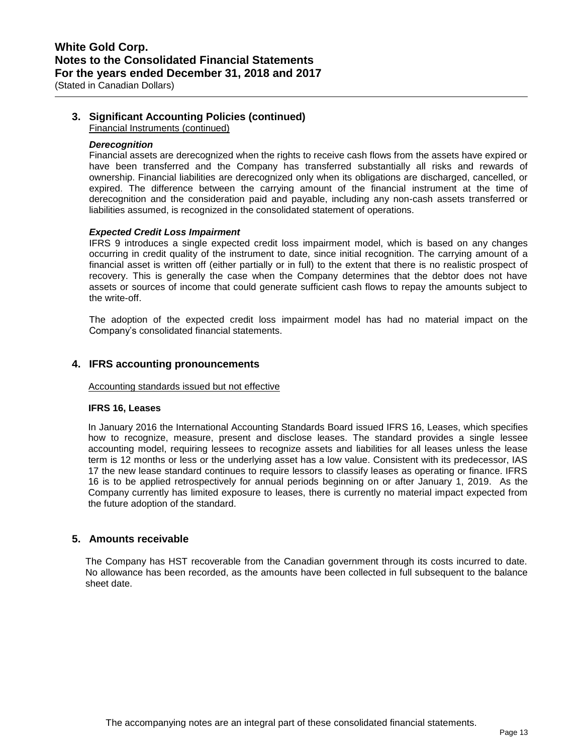## 3. Significant Accounting Policies (continued)

Financial Instruments (continued)

***Derecognition***

Financial assets are derecognized when the rights to receive cash flows from the assets have expired or have been transferred and the Company has transferred substantially all risks and rewards of ownership. Financial liabilities are derecognized only when its obligations are discharged, cancelled, or expired. The difference between the carrying amount of the financial instrument at the time of derecognition and the consideration paid and payable, including any non-cash assets transferred or liabilities assumed, is recognized in the consolidated statement of operations.

***Expected Credit Loss Impairment***

IFRS 9 introduces a single expected credit loss impairment model, which is based on any changes occurring in credit quality of the instrument to date, since initial recognition. The carrying amount of a financial asset is written off (either partially or in full) to the extent that there is no realistic prospect of recovery. This is generally the case when the Company determines that the debtor does not have assets or sources of income that could generate sufficient cash flows to repay the amounts subject to the write-off.

The adoption of the expected credit loss impairment model has had no material impact on the Company's consolidated financial statements.

## 4. IFRS accounting pronouncements

Accounting standards issued but not effective

**IFRS 16, Leases**

In January 2016 the International Accounting Standards Board issued IFRS 16, Leases, which specifies how to recognize, measure, present and disclose leases. The standard provides a single lessee accounting model, requiring lessees to recognize assets and liabilities for all leases unless the lease term is 12 months or less or the underlying asset has a low value. Consistent with its predecessor, IAS 17 the new lease standard continues to require lessors to classify leases as operating or finance. IFRS 16 is to be applied retrospectively for annual periods beginning on or after January 1, 2019. As the Company currently has limited exposure to leases, there is currently no material impact expected from the future adoption of the standard.

## 5. Amounts receivable

The Company has HST recoverable from the Canadian government through its costs incurred to date. No allowance has been recorded, as the amounts have been collected in full subsequent to the balance sheet date.

The accompanying notes are an integral part of these consolidated financial statements.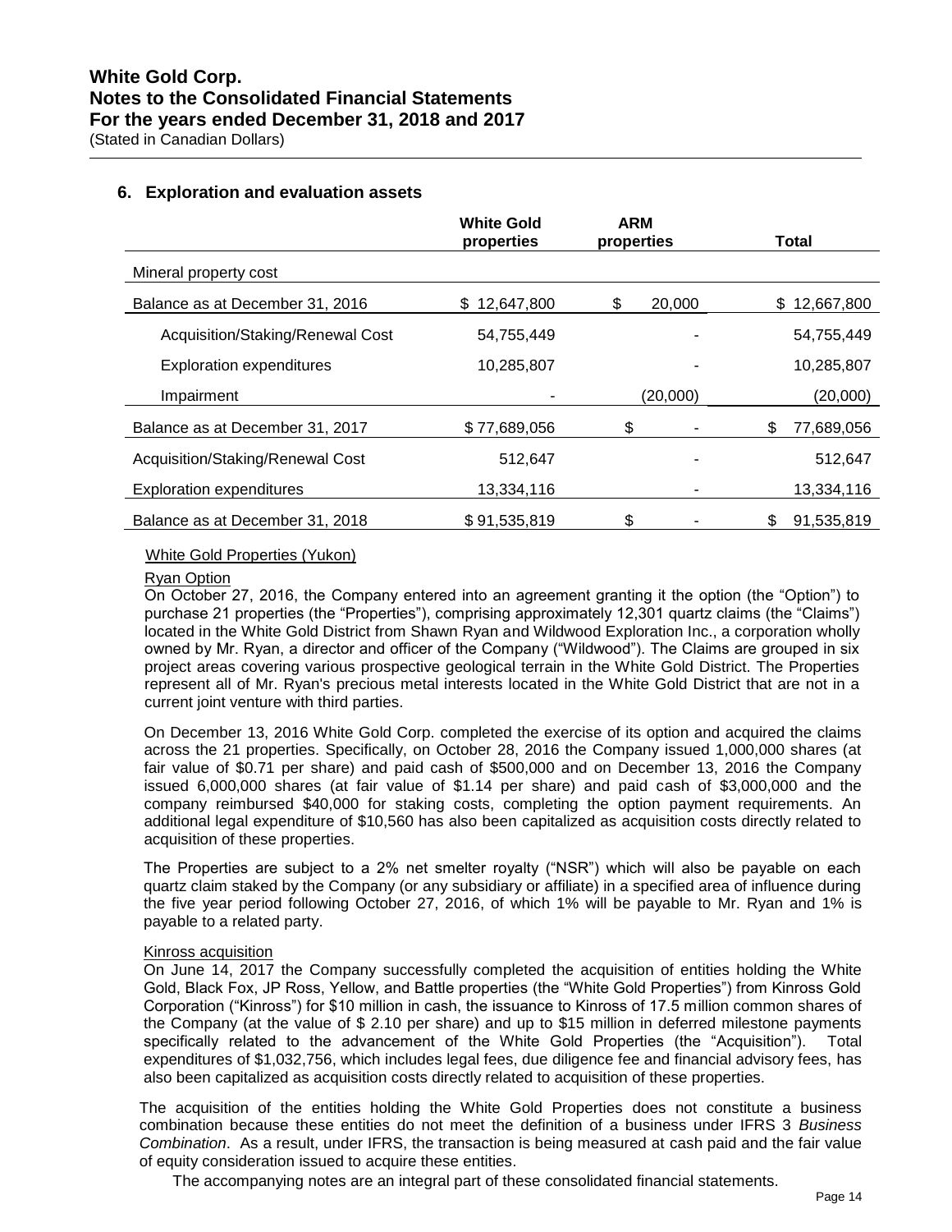## 6. Exploration and evaluation assets

| | White Gold properties | ARM properties | Total |
|---|---|---|---|
| Mineral property cost | | | |
| Balance as at December 31, 2016 | $ 12,647,800 | $ 20,000 | $ 12,667,800 |
| Acquisition/Staking/Renewal Cost | 54,755,449 | - | 54,755,449 |
| Exploration expenditures | 10,285,807 | - | 10,285,807 |
| Impairment | - | (20,000) | (20,000) |
| Balance as at December 31, 2017 | $ 77,689,056 | $ - | $ 77,689,056 |
| Acquisition/Staking/Renewal Cost | 512,647 | - | 512,647 |
| Exploration expenditures | 13,334,116 | - | 13,334,116 |
| Balance as at December 31, 2018 | $ 91,535,819 | $ - | $ 91,535,819 |

White Gold Properties (Yukon)

Ryan Option

On October 27, 2016, the Company entered into an agreement granting it the option (the "Option") to purchase 21 properties (the "Properties"), comprising approximately 12,301 quartz claims (the "Claims") located in the White Gold District from Shawn Ryan and Wildwood Exploration Inc., a corporation wholly owned by Mr. Ryan, a director and officer of the Company ("Wildwood"). The Claims are grouped in six project areas covering various prospective geological terrain in the White Gold District. The Properties represent all of Mr. Ryan's precious metal interests located in the White Gold District that are not in a current joint venture with third parties.

On December 13, 2016 White Gold Corp. completed the exercise of its option and acquired the claims across the 21 properties. Specifically, on October 28, 2016 the Company issued 1,000,000 shares (at fair value of $0.71 per share) and paid cash of $500,000 and on December 13, 2016 the Company issued 6,000,000 shares (at fair value of $1.14 per share) and paid cash of $3,000,000 and the company reimbursed $40,000 for staking costs, completing the option payment requirements. An additional legal expenditure of $10,560 has also been capitalized as acquisition costs directly related to acquisition of these properties.

The Properties are subject to a 2% net smelter royalty ("NSR") which will also be payable on each quartz claim staked by the Company (or any subsidiary or affiliate) in a specified area of influence during the five year period following October 27, 2016, of which 1% will be payable to Mr. Ryan and 1% is payable to a related party.

Kinross acquisition

On June 14, 2017 the Company successfully completed the acquisition of entities holding the White Gold, Black Fox, JP Ross, Yellow, and Battle properties (the "White Gold Properties") from Kinross Gold Corporation ("Kinross") for $10 million in cash, the issuance to Kinross of 17.5 million common shares of the Company (at the value of $ 2.10 per share) and up to $15 million in deferred milestone payments specifically related to the advancement of the White Gold Properties (the "Acquisition"). Total expenditures of $1,032,756, which includes legal fees, due diligence fee and financial advisory fees, has also been capitalized as acquisition costs directly related to acquisition of these properties.

The acquisition of the entities holding the White Gold Properties does not constitute a business combination because these entities do not meet the definition of a business under IFRS 3 *Business Combination*. As a result, under IFRS, the transaction is being measured at cash paid and the fair value of equity consideration issued to acquire these entities.

The accompanying notes are an integral part of these consolidated financial statements.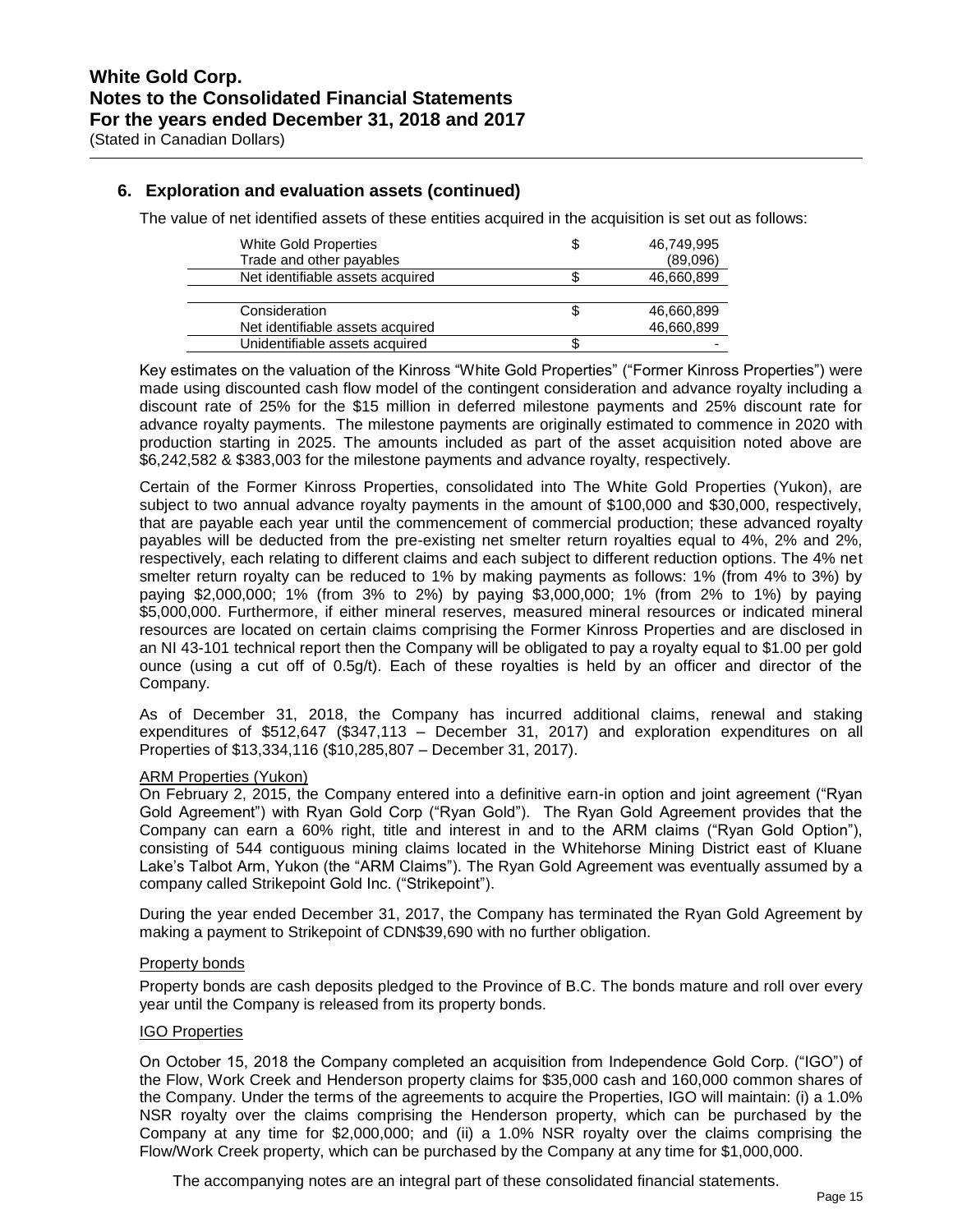## 6. Exploration and evaluation assets (continued)

The value of net identified assets of these entities acquired in the acquisition is set out as follows:

| | | |
|---|---|---|
| White Gold Properties | $ | 46,749,995 |
| Trade and other payables | | (89,096) |
| Net identifiable assets acquired | $ | 46,660,899 |
| | | |
| Consideration | $ | 46,660,899 |
| Net identifiable assets acquired | | 46,660,899 |
| Unidentifiable assets acquired | $ | - |

Key estimates on the valuation of the Kinross "White Gold Properties" ("Former Kinross Properties") were made using discounted cash flow model of the contingent consideration and advance royalty including a discount rate of 25% for the $15 million in deferred milestone payments and 25% discount rate for advance royalty payments. The milestone payments are originally estimated to commence in 2020 with production starting in 2025. The amounts included as part of the asset acquisition noted above are $6,242,582 & $383,003 for the milestone payments and advance royalty, respectively.

Certain of the Former Kinross Properties, consolidated into The White Gold Properties (Yukon), are subject to two annual advance royalty payments in the amount of $100,000 and $30,000, respectively, that are payable each year until the commencement of commercial production; these advanced royalty payables will be deducted from the pre-existing net smelter return royalties equal to 4%, 2% and 2%, respectively, each relating to different claims and each subject to different reduction options. The 4% net smelter return royalty can be reduced to 1% by making payments as follows: 1% (from 4% to 3%) by paying $2,000,000; 1% (from 3% to 2%) by paying $3,000,000; 1% (from 2% to 1%) by paying $5,000,000. Furthermore, if either mineral reserves, measured mineral resources or indicated mineral resources are located on certain claims comprising the Former Kinross Properties and are disclosed in an NI 43-101 technical report then the Company will be obligated to pay a royalty equal to $1.00 per gold ounce (using a cut off of 0.5g/t). Each of these royalties is held by an officer and director of the Company.

As of December 31, 2018, the Company has incurred additional claims, renewal and staking expenditures of $512,647 ($347,113 – December 31, 2017) and exploration expenditures on all Properties of $13,334,116 ($10,285,807 – December 31, 2017).

ARM Properties (Yukon)

On February 2, 2015, the Company entered into a definitive earn-in option and joint agreement ("Ryan Gold Agreement") with Ryan Gold Corp ("Ryan Gold"). The Ryan Gold Agreement provides that the Company can earn a 60% right, title and interest in and to the ARM claims ("Ryan Gold Option"), consisting of 544 contiguous mining claims located in the Whitehorse Mining District east of Kluane Lake's Talbot Arm, Yukon (the "ARM Claims"). The Ryan Gold Agreement was eventually assumed by a company called Strikepoint Gold Inc. ("Strikepoint").

During the year ended December 31, 2017, the Company has terminated the Ryan Gold Agreement by making a payment to Strikepoint of CDN$39,690 with no further obligation.

Property bonds

Property bonds are cash deposits pledged to the Province of B.C. The bonds mature and roll over every year until the Company is released from its property bonds.

IGO Properties

On October 15, 2018 the Company completed an acquisition from Independence Gold Corp. ("IGO") of the Flow, Work Creek and Henderson property claims for $35,000 cash and 160,000 common shares of the Company. Under the terms of the agreements to acquire the Properties, IGO will maintain: (i) a 1.0% NSR royalty over the claims comprising the Henderson property, which can be purchased by the Company at any time for $2,000,000; and (ii) a 1.0% NSR royalty over the claims comprising the Flow/Work Creek property, which can be purchased by the Company at any time for $1,000,000.

The accompanying notes are an integral part of these consolidated financial statements.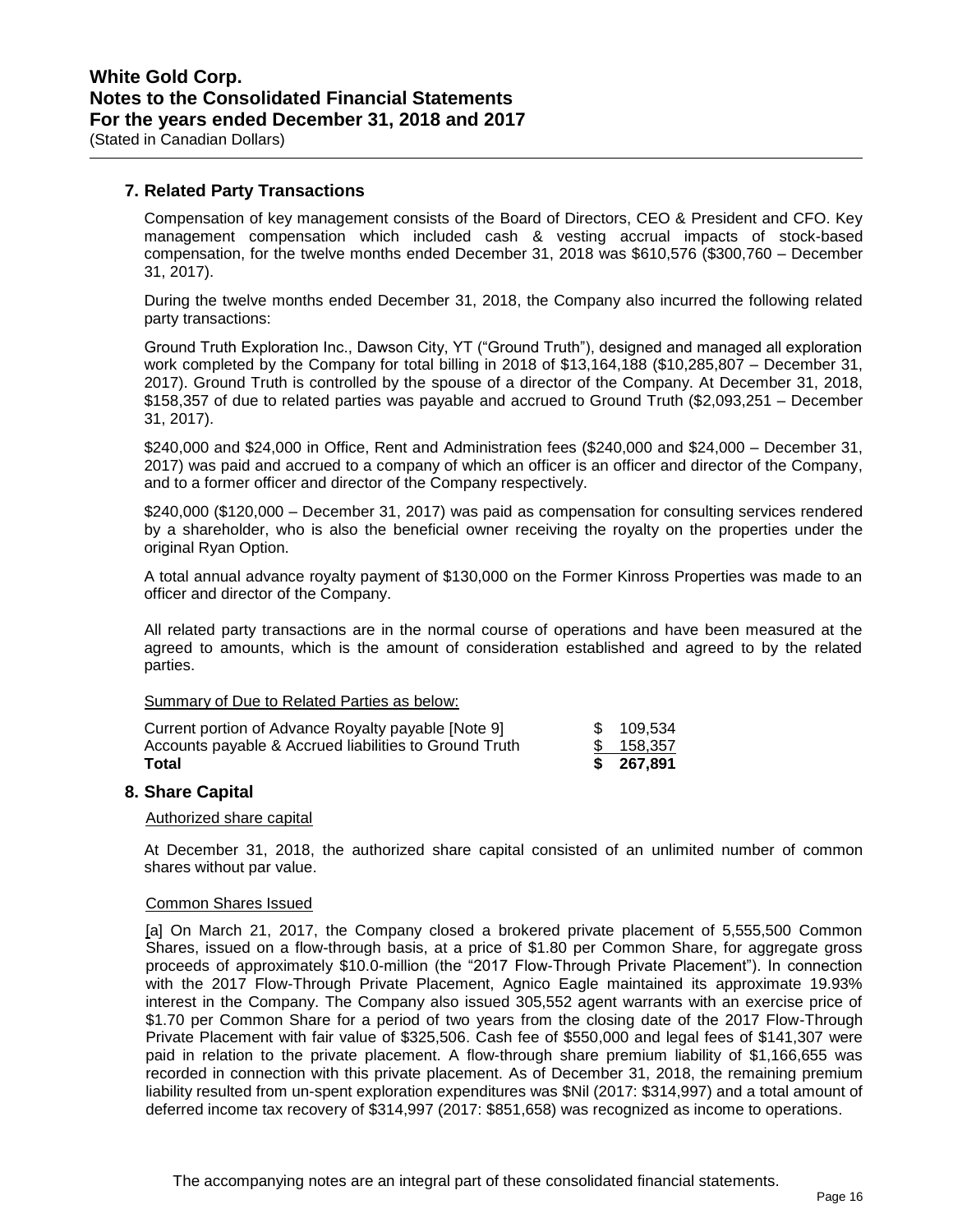## 7. Related Party Transactions

Compensation of key management consists of the Board of Directors, CEO & President and CFO. Key management compensation which included cash & vesting accrual impacts of stock-based compensation, for the twelve months ended December 31, 2018 was $610,576 ($300,760 – December 31, 2017).

During the twelve months ended December 31, 2018, the Company also incurred the following related party transactions:

Ground Truth Exploration Inc., Dawson City, YT ("Ground Truth"), designed and managed all exploration work completed by the Company for total billing in 2018 of $13,164,188 ($10,285,807 – December 31, 2017). Ground Truth is controlled by the spouse of a director of the Company. At December 31, 2018, $158,357 of due to related parties was payable and accrued to Ground Truth ($2,093,251 – December 31, 2017).

$240,000 and $24,000 in Office, Rent and Administration fees ($240,000 and $24,000 – December 31, 2017) was paid and accrued to a company of which an officer is an officer and director of the Company, and to a former officer and director of the Company respectively.

$240,000 ($120,000 – December 31, 2017) was paid as compensation for consulting services rendered by a shareholder, who is also the beneficial owner receiving the royalty on the properties under the original Ryan Option.

A total annual advance royalty payment of $130,000 on the Former Kinross Properties was made to an officer and director of the Company.

All related party transactions are in the normal course of operations and have been measured at the agreed to amounts, which is the amount of consideration established and agreed to by the related parties.

Summary of Due to Related Parties as below:

| | |
|---|---|
| Current portion of Advance Royalty payable [Note 9] | $ 109,534 |
| Accounts payable & Accrued liabilities to Ground Truth | $ 158,357 |
| **Total** | **$ 267,891** |

## 8. Share Capital

Authorized share capital

At December 31, 2018, the authorized share capital consisted of an unlimited number of common shares without par value.

Common Shares Issued

[a] On March 21, 2017, the Company closed a brokered private placement of 5,555,500 Common Shares, issued on a flow-through basis, at a price of $1.80 per Common Share, for aggregate gross proceeds of approximately $10.0-million (the "2017 Flow-Through Private Placement"). In connection with the 2017 Flow-Through Private Placement, Agnico Eagle maintained its approximate 19.93% interest in the Company. The Company also issued 305,552 agent warrants with an exercise price of $1.70 per Common Share for a period of two years from the closing date of the 2017 Flow-Through Private Placement with fair value of $325,506. Cash fee of $550,000 and legal fees of $141,307 were paid in relation to the private placement. A flow-through share premium liability of $1,166,655 was recorded in connection with this private placement. As of December 31, 2018, the remaining premium liability resulted from un-spent exploration expenditures was $Nil (2017: $314,997) and a total amount of deferred income tax recovery of $314,997 (2017: $851,658) was recognized as income to operations.

The accompanying notes are an integral part of these consolidated financial statements.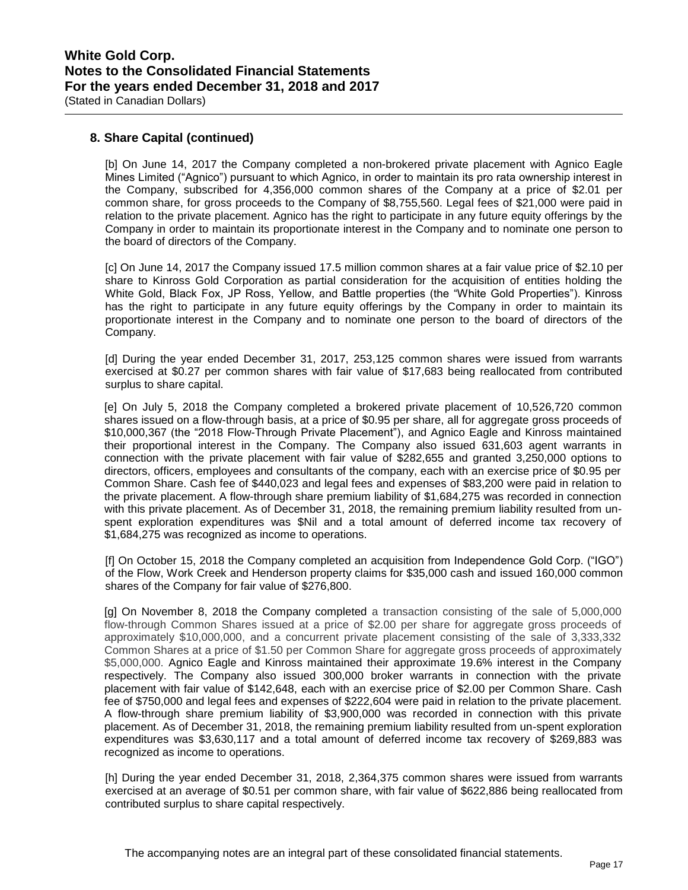## 8. Share Capital (continued)

[b] On June 14, 2017 the Company completed a non-brokered private placement with Agnico Eagle Mines Limited ("Agnico") pursuant to which Agnico, in order to maintain its pro rata ownership interest in the Company, subscribed for 4,356,000 common shares of the Company at a price of $2.01 per common share, for gross proceeds to the Company of $8,755,560. Legal fees of $21,000 were paid in relation to the private placement. Agnico has the right to participate in any future equity offerings by the Company in order to maintain its proportionate interest in the Company and to nominate one person to the board of directors of the Company.

[c] On June 14, 2017 the Company issued 17.5 million common shares at a fair value price of $2.10 per share to Kinross Gold Corporation as partial consideration for the acquisition of entities holding the White Gold, Black Fox, JP Ross, Yellow, and Battle properties (the "White Gold Properties"). Kinross has the right to participate in any future equity offerings by the Company in order to maintain its proportionate interest in the Company and to nominate one person to the board of directors of the Company.

[d] During the year ended December 31, 2017, 253,125 common shares were issued from warrants exercised at $0.27 per common shares with fair value of $17,683 being reallocated from contributed surplus to share capital.

[e] On July 5, 2018 the Company completed a brokered private placement of 10,526,720 common shares issued on a flow-through basis, at a price of $0.95 per share, all for aggregate gross proceeds of $10,000,367 (the "2018 Flow-Through Private Placement"), and Agnico Eagle and Kinross maintained their proportional interest in the Company. The Company also issued 631,603 agent warrants in connection with the private placement with fair value of $282,655 and granted 3,250,000 options to directors, officers, employees and consultants of the company, each with an exercise price of $0.95 per Common Share. Cash fee of $440,023 and legal fees and expenses of $83,200 were paid in relation to the private placement. A flow-through share premium liability of $1,684,275 was recorded in connection with this private placement. As of December 31, 2018, the remaining premium liability resulted from un-spent exploration expenditures was $Nil and a total amount of deferred income tax recovery of $1,684,275 was recognized as income to operations.

[f] On October 15, 2018 the Company completed an acquisition from Independence Gold Corp. ("IGO") of the Flow, Work Creek and Henderson property claims for $35,000 cash and issued 160,000 common shares of the Company for fair value of $276,800.

[g] On November 8, 2018 the Company completed a transaction consisting of the sale of 5,000,000 flow-through Common Shares issued at a price of $2.00 per share for aggregate gross proceeds of approximately $10,000,000, and a concurrent private placement consisting of the sale of 3,333,332 Common Shares at a price of $1.50 per Common Share for aggregate gross proceeds of approximately $5,000,000. Agnico Eagle and Kinross maintained their approximate 19.6% interest in the Company respectively. The Company also issued 300,000 broker warrants in connection with the private placement with fair value of $142,648, each with an exercise price of $2.00 per Common Share. Cash fee of $750,000 and legal fees and expenses of $222,604 were paid in relation to the private placement. A flow-through share premium liability of $3,900,000 was recorded in connection with this private placement. As of December 31, 2018, the remaining premium liability resulted from un-spent exploration expenditures was $3,630,117 and a total amount of deferred income tax recovery of $269,883 was recognized as income to operations.

[h] During the year ended December 31, 2018, 2,364,375 common shares were issued from warrants exercised at an average of $0.51 per common share, with fair value of $622,886 being reallocated from contributed surplus to share capital respectively.

The accompanying notes are an integral part of these consolidated financial statements.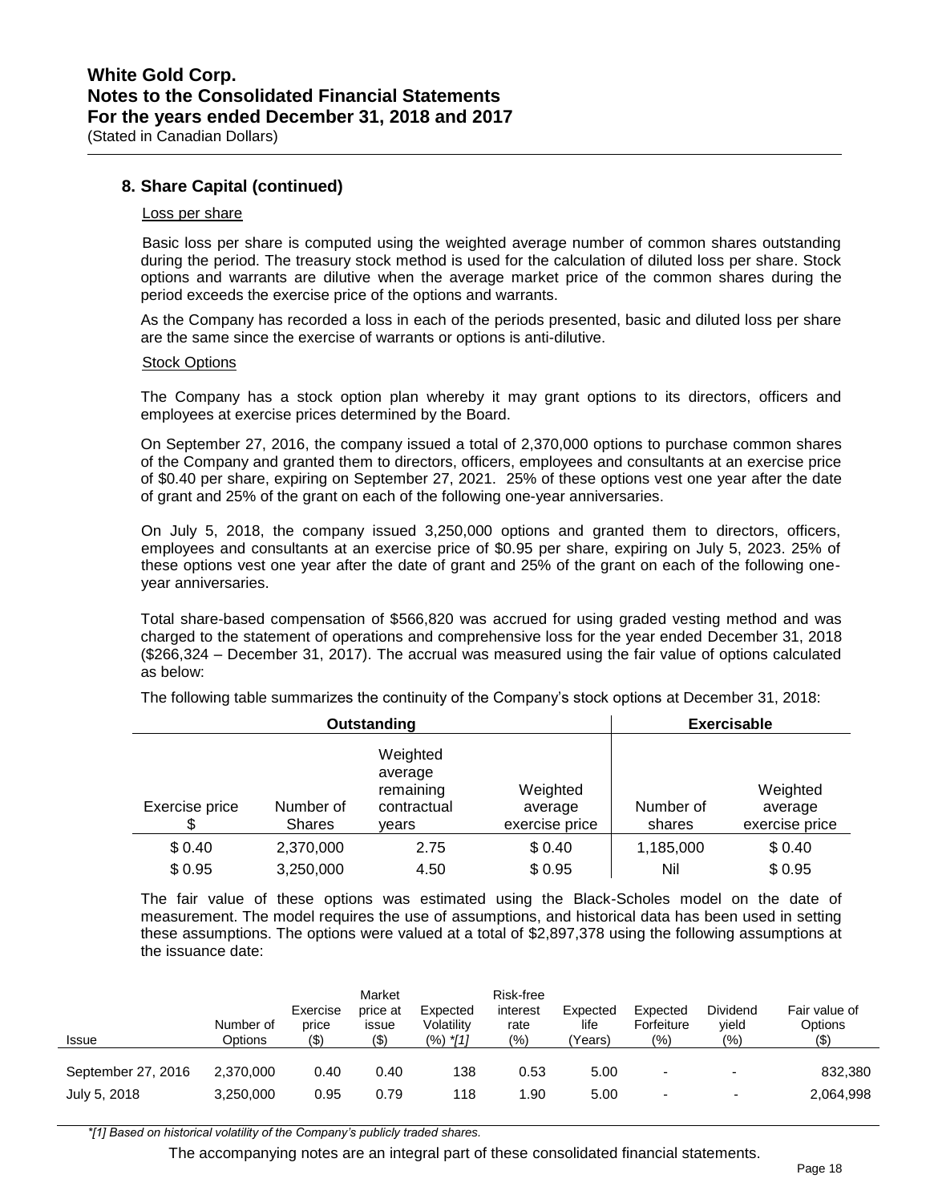## 8. Share Capital (continued)

Loss per share

Basic loss per share is computed using the weighted average number of common shares outstanding during the period. The treasury stock method is used for the calculation of diluted loss per share. Stock options and warrants are dilutive when the average market price of the common shares during the period exceeds the exercise price of the options and warrants.

As the Company has recorded a loss in each of the periods presented, basic and diluted loss per share are the same since the exercise of warrants or options is anti-dilutive.

Stock Options

The Company has a stock option plan whereby it may grant options to its directors, officers and employees at exercise prices determined by the Board.

On September 27, 2016, the company issued a total of 2,370,000 options to purchase common shares of the Company and granted them to directors, officers, employees and consultants at an exercise price of $0.40 per share, expiring on September 27, 2021. 25% of these options vest one year after the date of grant and 25% of the grant on each of the following one-year anniversaries.

On July 5, 2018, the company issued 3,250,000 options and granted them to directors, officers, employees and consultants at an exercise price of $0.95 per share, expiring on July 5, 2023. 25% of these options vest one year after the date of grant and 25% of the grant on each of the following one-year anniversaries.

Total share-based compensation of $566,820 was accrued for using graded vesting method and was charged to the statement of operations and comprehensive loss for the year ended December 31, 2018 ($266,324 – December 31, 2017). The accrual was measured using the fair value of options calculated as below:

The following table summarizes the continuity of the Company's stock options at December 31, 2018:

| Outstanding | | | | Exercisable | |
|---|---|---|---|---|---|
| Exercise price $ | Number of Shares | Weighted average remaining contractual years | Weighted average exercise price | Number of shares | Weighted average exercise price |
| $ 0.40 | 2,370,000 | 2.75 | $ 0.40 | 1,185,000 | $ 0.40 |
| $ 0.95 | 3,250,000 | 4.50 | $ 0.95 | Nil | $ 0.95 |

The fair value of these options was estimated using the Black-Scholes model on the date of measurement. The model requires the use of assumptions, and historical data has been used in setting these assumptions. The options were valued at a total of $2,897,378 using the following assumptions at the issuance date:

| Issue | Number of Options | Exercise price ($) | Market price at issue ($) | Expected Volatility (%) *[1] | Risk-free interest rate (%) | Expected life (Years) | Expected Forfeiture (%) | Dividend yield (%) | Fair value of Options ($) |
|---|---|---|---|---|---|---|---|---|---|
| September 27, 2016 | 2,370,000 | 0.40 | 0.40 | 138 | 0.53 | 5.00 | - | - | 832,380 |
| July 5, 2018 | 3,250,000 | 0.95 | 0.79 | 118 | 1.90 | 5.00 | - | - | 2,064,998 |

*\*[1] Based on historical volatility of the Company's publicly traded shares.*

The accompanying notes are an integral part of these consolidated financial statements.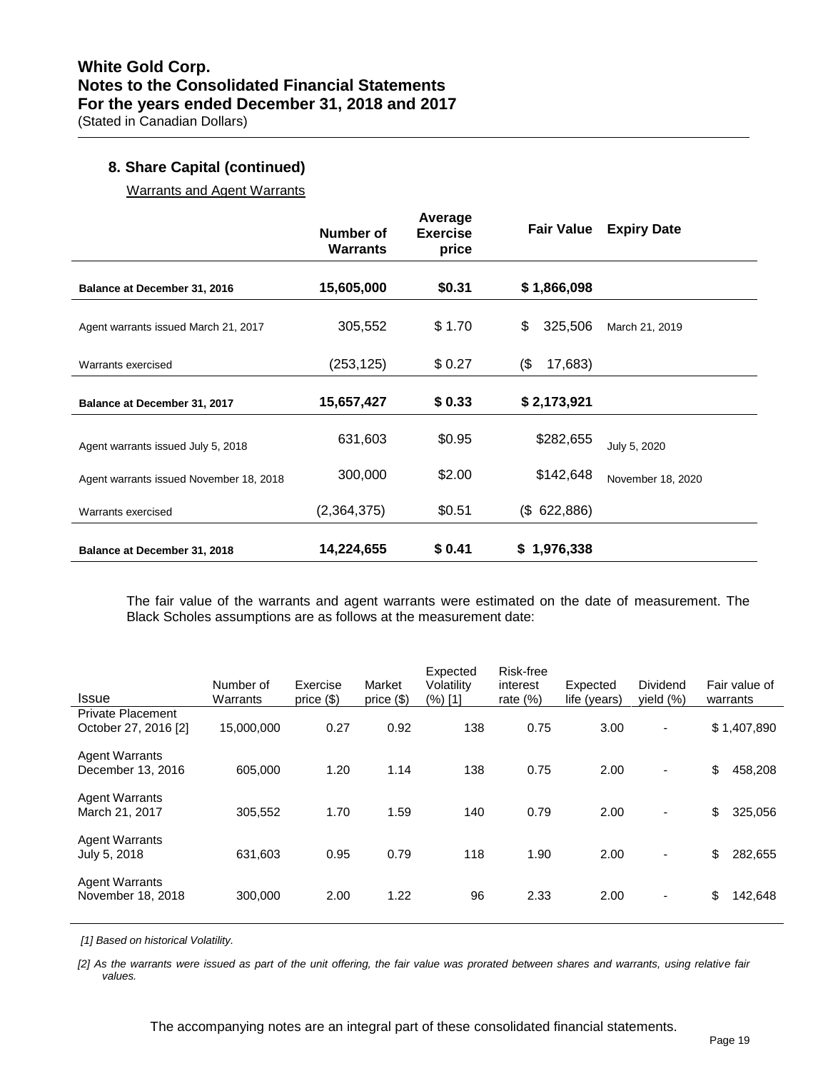# White Gold Corp.
## Notes to the Consolidated Financial Statements
## For the years ended December 31, 2018 and 2017
(Stated in Canadian Dollars)

### 8. Share Capital (continued)

Warrants and Agent Warrants

| | Number of Warrants | Average Exercise price | Fair Value | Expiry Date |
|---|---|---|---|---|
| **Balance at December 31, 2016** | **15,605,000** | **$0.31** | **$ 1,866,098** | |
| Agent warrants issued March 21, 2017 | 305,552 | $ 1.70 | $ 325,506 | March 21, 2019 |
| Warrants exercised | (253,125) | $ 0.27 | ($ 17,683) | |
| **Balance at December 31, 2017** | **15,657,427** | **$ 0.33** | **$ 2,173,921** | |
| Agent warrants issued July 5, 2018 | 631,603 | $0.95 | $282,655 | July 5, 2020 |
| Agent warrants issued November 18, 2018 | 300,000 | $2.00 | $142,648 | November 18, 2020 |
| Warrants exercised | (2,364,375) | $0.51 | ($ 622,886) | |
| **Balance at December 31, 2018** | **14,224,655** | **$ 0.41** | **$ 1,976,338** | |

The fair value of the warrants and agent warrants were estimated on the date of measurement. The Black Scholes assumptions are as follows at the measurement date:

| Issue | Number of Warrants | Exercise price ($) | Market price ($) | Expected Volatility (%) [1] | Risk-free interest rate (%) | Expected life (years) | Dividend yield (%) | Fair value of warrants |
|---|---|---|---|---|---|---|---|---|
| Private Placement October 27, 2016 [2] | 15,000,000 | 0.27 | 0.92 | 138 | 0.75 | 3.00 | - | $ 1,407,890 |
| Agent Warrants December 13, 2016 | 605,000 | 1.20 | 1.14 | 138 | 0.75 | 2.00 | - | $ 458,208 |
| Agent Warrants March 21, 2017 | 305,552 | 1.70 | 1.59 | 140 | 0.79 | 2.00 | - | $ 325,056 |
| Agent Warrants July 5, 2018 | 631,603 | 0.95 | 0.79 | 118 | 1.90 | 2.00 | - | $ 282,655 |
| Agent Warrants November 18, 2018 | 300,000 | 2.00 | 1.22 | 96 | 2.33 | 2.00 | - | $ 142,648 |

*[1] Based on historical Volatility.*

*[2] As the warrants were issued as part of the unit offering, the fair value was prorated between shares and warrants, using relative fair values.*

The accompanying notes are an integral part of these consolidated financial statements.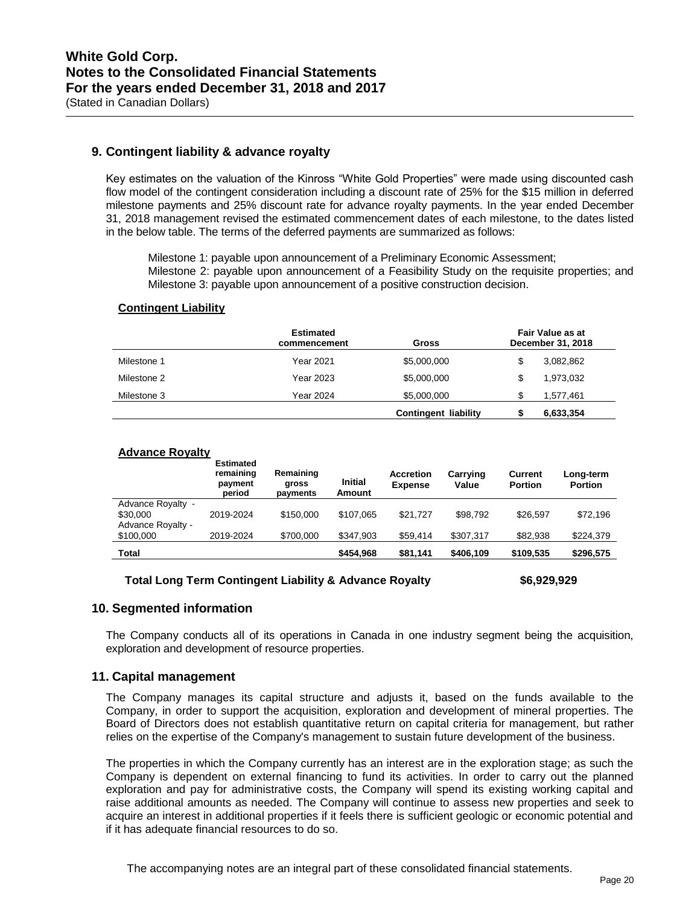## 9. Contingent liability & advance royalty

Key estimates on the valuation of the Kinross "White Gold Properties" were made using discounted cash flow model of the contingent consideration including a discount rate of 25% for the $15 million in deferred milestone payments and 25% discount rate for advance royalty payments. In the year ended December 31, 2018 management revised the estimated commencement dates of each milestone, to the dates listed in the below table. The terms of the deferred payments are summarized as follows:

Milestone 1: payable upon announcement of a Preliminary Economic Assessment;
Milestone 2: payable upon announcement of a Feasibility Study on the requisite properties; and
Milestone 3: payable upon announcement of a positive construction decision.

**Contingent Liability**

| | Estimated commencement | Gross | Fair Value as at December 31, 2018 |
|---|---|---|---|
| Milestone 1 | Year 2021 | $5,000,000 | $ 3,082,862 |
| Milestone 2 | Year 2023 | $5,000,000 | $ 1,973,032 |
| Milestone 3 | Year 2024 | $5,000,000 | $ 1,577,461 |
| | | **Contingent liability** | **$ 6,633,354** |

**Advance Royalty**

| | Estimated remaining payment period | Remaining gross payments | Initial Amount | Accretion Expense | Carrying Value | Current Portion | Long-term Portion |
|---|---|---|---|---|---|---|---|
| Advance Royalty - $30,000 | 2019-2024 | $150,000 | $107,065 | $21,727 | $98,792 | $26,597 | $72,196 |
| Advance Royalty - $100,000 | 2019-2024 | $700,000 | $347,903 | $59,414 | $307,317 | $82,938 | $224,379 |
| **Total** | | | **$454,968** | **$81,141** | **$406,109** | **$109,535** | **$296,575** |

**Total Long Term Contingent Liability & Advance Royalty** **$6,929,929**

## 10. Segmented information

The Company conducts all of its operations in Canada in one industry segment being the acquisition, exploration and development of resource properties.

## 11. Capital management

The Company manages its capital structure and adjusts it, based on the funds available to the Company, in order to support the acquisition, exploration and development of mineral properties. The Board of Directors does not establish quantitative return on capital criteria for management, but rather relies on the expertise of the Company's management to sustain future development of the business.

The properties in which the Company currently has an interest are in the exploration stage; as such the Company is dependent on external financing to fund its activities. In order to carry out the planned exploration and pay for administrative costs, the Company will spend its existing working capital and raise additional amounts as needed. The Company will continue to assess new properties and seek to acquire an interest in additional properties if it feels there is sufficient geologic or economic potential and if it has adequate financial resources to do so.

The accompanying notes are an integral part of these consolidated financial statements.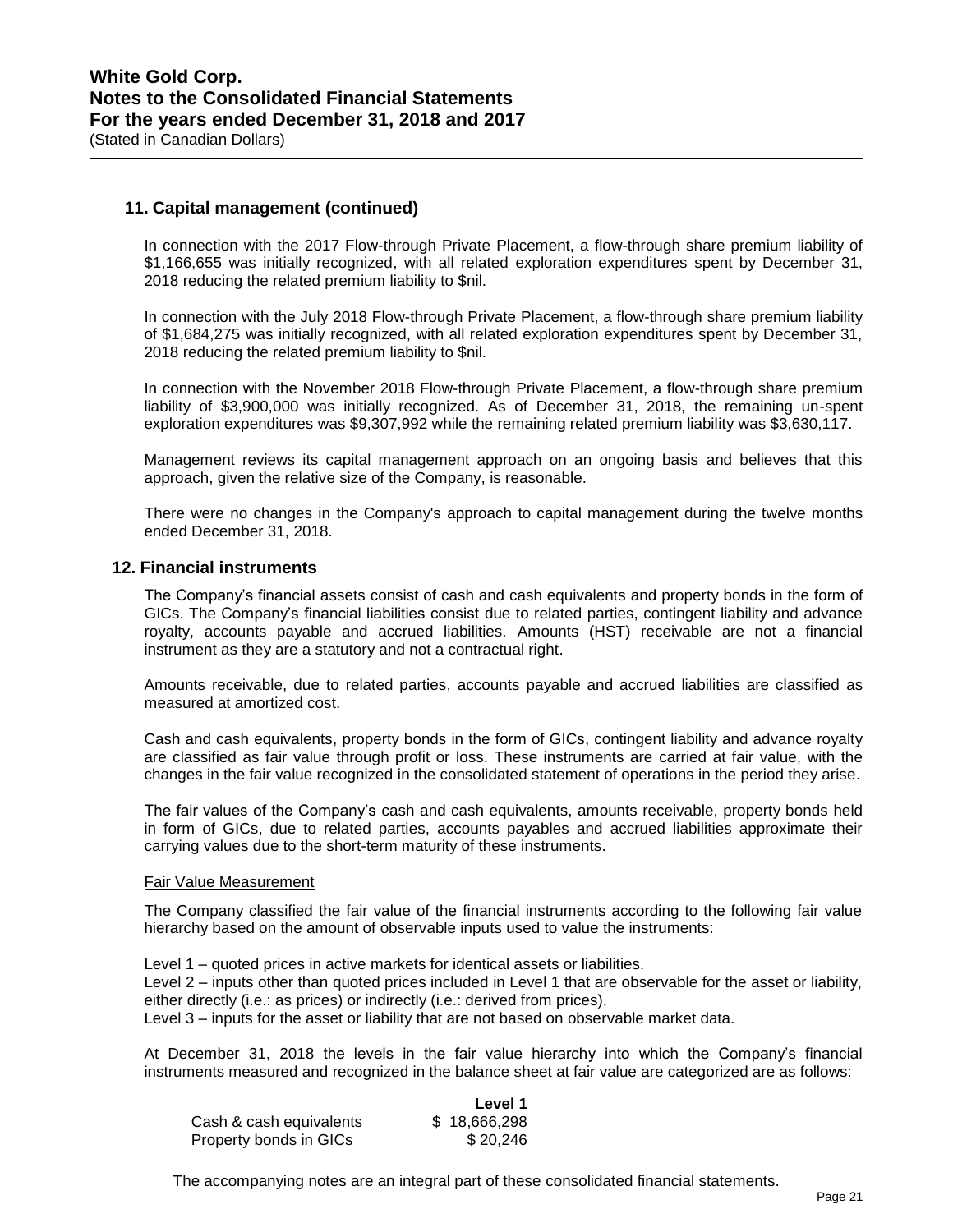## 11. Capital management (continued)

In connection with the 2017 Flow-through Private Placement, a flow-through share premium liability of $1,166,655 was initially recognized, with all related exploration expenditures spent by December 31, 2018 reducing the related premium liability to $nil.

In connection with the July 2018 Flow-through Private Placement, a flow-through share premium liability of $1,684,275 was initially recognized, with all related exploration expenditures spent by December 31, 2018 reducing the related premium liability to $nil.

In connection with the November 2018 Flow-through Private Placement, a flow-through share premium liability of $3,900,000 was initially recognized. As of December 31, 2018, the remaining un-spent exploration expenditures was $9,307,992 while the remaining related premium liability was $3,630,117.

Management reviews its capital management approach on an ongoing basis and believes that this approach, given the relative size of the Company, is reasonable.

There were no changes in the Company's approach to capital management during the twelve months ended December 31, 2018.

## 12. Financial instruments

The Company's financial assets consist of cash and cash equivalents and property bonds in the form of GICs. The Company's financial liabilities consist due to related parties, contingent liability and advance royalty, accounts payable and accrued liabilities. Amounts (HST) receivable are not a financial instrument as they are a statutory and not a contractual right.

Amounts receivable, due to related parties, accounts payable and accrued liabilities are classified as measured at amortized cost.

Cash and cash equivalents, property bonds in the form of GICs, contingent liability and advance royalty are classified as fair value through profit or loss. These instruments are carried at fair value, with the changes in the fair value recognized in the consolidated statement of operations in the period they arise.

The fair values of the Company's cash and cash equivalents, amounts receivable, property bonds held in form of GICs, due to related parties, accounts payables and accrued liabilities approximate their carrying values due to the short-term maturity of these instruments.

Fair Value Measurement

The Company classified the fair value of the financial instruments according to the following fair value hierarchy based on the amount of observable inputs used to value the instruments:

Level 1 – quoted prices in active markets for identical assets or liabilities.
Level 2 – inputs other than quoted prices included in Level 1 that are observable for the asset or liability, either directly (i.e.: as prices) or indirectly (i.e.: derived from prices).
Level 3 – inputs for the asset or liability that are not based on observable market data.

At December 31, 2018 the levels in the fair value hierarchy into which the Company's financial instruments measured and recognized in the balance sheet at fair value are categorized are as follows:

| | Level 1 |
|---|---|
| Cash & cash equivalents | $ 18,666,298 |
| Property bonds in GICs | $ 20,246 |

The accompanying notes are an integral part of these consolidated financial statements.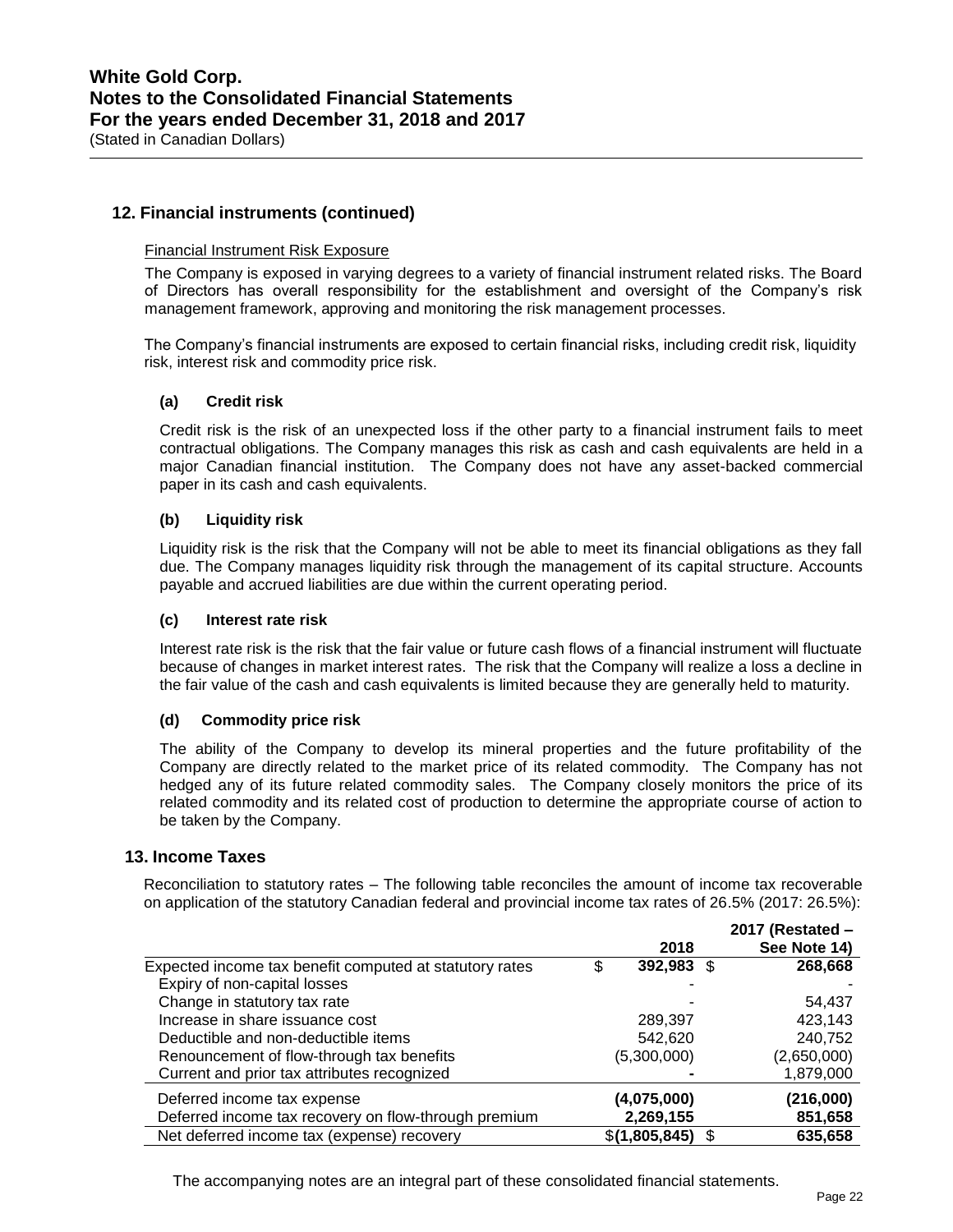## 12. Financial instruments (continued)

Financial Instrument Risk Exposure

The Company is exposed in varying degrees to a variety of financial instrument related risks. The Board of Directors has overall responsibility for the establishment and oversight of the Company's risk management framework, approving and monitoring the risk management processes.

The Company's financial instruments are exposed to certain financial risks, including credit risk, liquidity risk, interest risk and commodity price risk.

### (a) Credit risk

Credit risk is the risk of an unexpected loss if the other party to a financial instrument fails to meet contractual obligations. The Company manages this risk as cash and cash equivalents are held in a major Canadian financial institution. The Company does not have any asset-backed commercial paper in its cash and cash equivalents.

### (b) Liquidity risk

Liquidity risk is the risk that the Company will not be able to meet its financial obligations as they fall due. The Company manages liquidity risk through the management of its capital structure. Accounts payable and accrued liabilities are due within the current operating period.

### (c) Interest rate risk

Interest rate risk is the risk that the fair value or future cash flows of a financial instrument will fluctuate because of changes in market interest rates. The risk that the Company will realize a loss a decline in the fair value of the cash and cash equivalents is limited because they are generally held to maturity.

### (d) Commodity price risk

The ability of the Company to develop its mineral properties and the future profitability of the Company are directly related to the market price of its related commodity. The Company has not hedged any of its future related commodity sales. The Company closely monitors the price of its related commodity and its related cost of production to determine the appropriate course of action to be taken by the Company.

## 13. Income Taxes

Reconciliation to statutory rates – The following table reconciles the amount of income tax recoverable on application of the statutory Canadian federal and provincial income tax rates of 26.5% (2017: 26.5%):

| | 2018 | 2017 (Restated – See Note 14) |
|---|---|---|
| Expected income tax benefit computed at statutory rates | $ 392,983 | $ 268,668 |
| Expiry of non-capital losses | - | - |
| Change in statutory tax rate | - | 54,437 |
| Increase in share issuance cost | 289,397 | 423,143 |
| Deductible and non-deductible items | 542,620 | 240,752 |
| Renouncement of flow-through tax benefits | (5,300,000) | (2,650,000) |
| Current and prior tax attributes recognized | - | 1,879,000 |
| Deferred income tax expense | **(4,075,000)** | **(216,000)** |
| Deferred income tax recovery on flow-through premium | **2,269,155** | **851,658** |
| Net deferred income tax (expense) recovery | $**(1,805,845)** | $ **635,658** |

The accompanying notes are an integral part of these consolidated financial statements.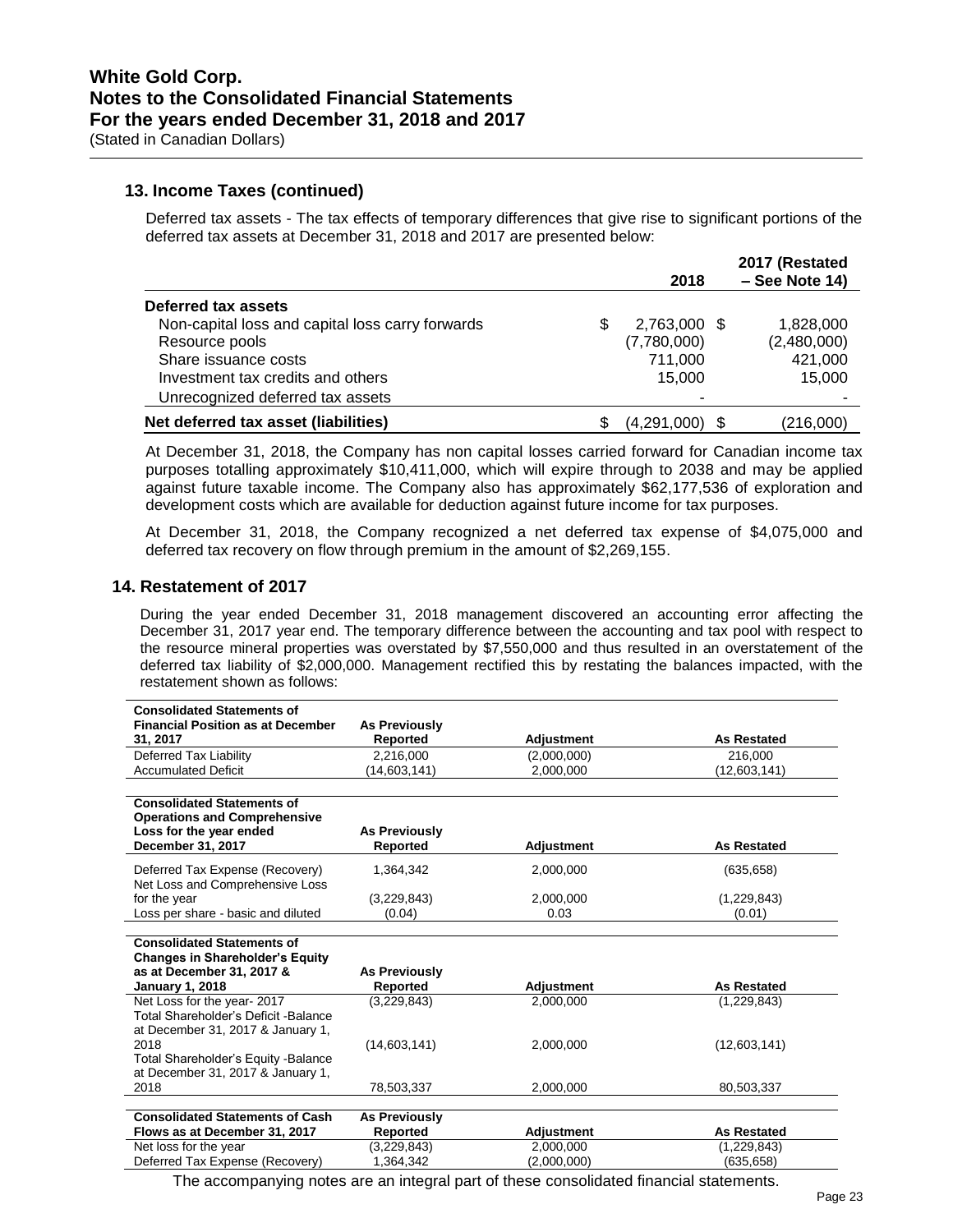## 13. Income Taxes (continued)

Deferred tax assets - The tax effects of temporary differences that give rise to significant portions of the deferred tax assets at December 31, 2018 and 2017 are presented below:

| | 2018 | 2017 (Restated – See Note 14) |
|---|---|---|
| **Deferred tax assets** | | |
| Non-capital loss and capital loss carry forwards | $ 2,763,000 | $ 1,828,000 |
| Resource pools | (7,780,000) | (2,480,000) |
| Share issuance costs | 711,000 | 421,000 |
| Investment tax credits and others | 15,000 | 15,000 |
| Unrecognized deferred tax assets | - | - |
| **Net deferred tax asset (liabilities)** | $ (4,291,000) | $ (216,000) |

At December 31, 2018, the Company has non capital losses carried forward for Canadian income tax purposes totalling approximately $10,411,000, which will expire through to 2038 and may be applied against future taxable income. The Company also has approximately $62,177,536 of exploration and development costs which are available for deduction against future income for tax purposes.

At December 31, 2018, the Company recognized a net deferred tax expense of $4,075,000 and deferred tax recovery on flow through premium in the amount of $2,269,155.

## 14. Restatement of 2017

During the year ended December 31, 2018 management discovered an accounting error affecting the December 31, 2017 year end. The temporary difference between the accounting and tax pool with respect to the resource mineral properties was overstated by $7,550,000 and thus resulted in an overstatement of the deferred tax liability of $2,000,000. Management rectified this by restating the balances impacted, with the restatement shown as follows:

| Consolidated Statements of Financial Position as at December 31, 2017 | As Previously Reported | Adjustment | As Restated |
|---|---|---|---|
| Deferred Tax Liability | 2,216,000 | (2,000,000) | 216,000 |
| Accumulated Deficit | (14,603,141) | 2,000,000 | (12,603,141) |

| Consolidated Statements of Operations and Comprehensive Loss for the year ended December 31, 2017 | As Previously Reported | Adjustment | As Restated |
|---|---|---|---|
| Deferred Tax Expense (Recovery) | 1,364,342 | 2,000,000 | (635,658) |
| Net Loss and Comprehensive Loss for the year | (3,229,843) | 2,000,000 | (1,229,843) |
| Loss per share - basic and diluted | (0.04) | 0.03 | (0.01) |

| Consolidated Statements of Changes in Shareholder's Equity as at December 31, 2017 & January 1, 2018 | As Previously Reported | Adjustment | As Restated |
|---|---|---|---|
| Net Loss for the year- 2017 | (3,229,843) | 2,000,000 | (1,229,843) |
| Total Shareholder's Deficit -Balance at December 31, 2017 & January 1, 2018 | (14,603,141) | 2,000,000 | (12,603,141) |
| Total Shareholder's Equity -Balance at December 31, 2017 & January 1, 2018 | 78,503,337 | 2,000,000 | 80,503,337 |

| Consolidated Statements of Cash Flows as at December 31, 2017 | As Previously Reported | Adjustment | As Restated |
|---|---|---|---|
| Net loss for the year | (3,229,843) | 2,000,000 | (1,229,843) |
| Deferred Tax Expense (Recovery) | 1,364,342 | (2,000,000) | (635,658) |

The accompanying notes are an integral part of these consolidated financial statements.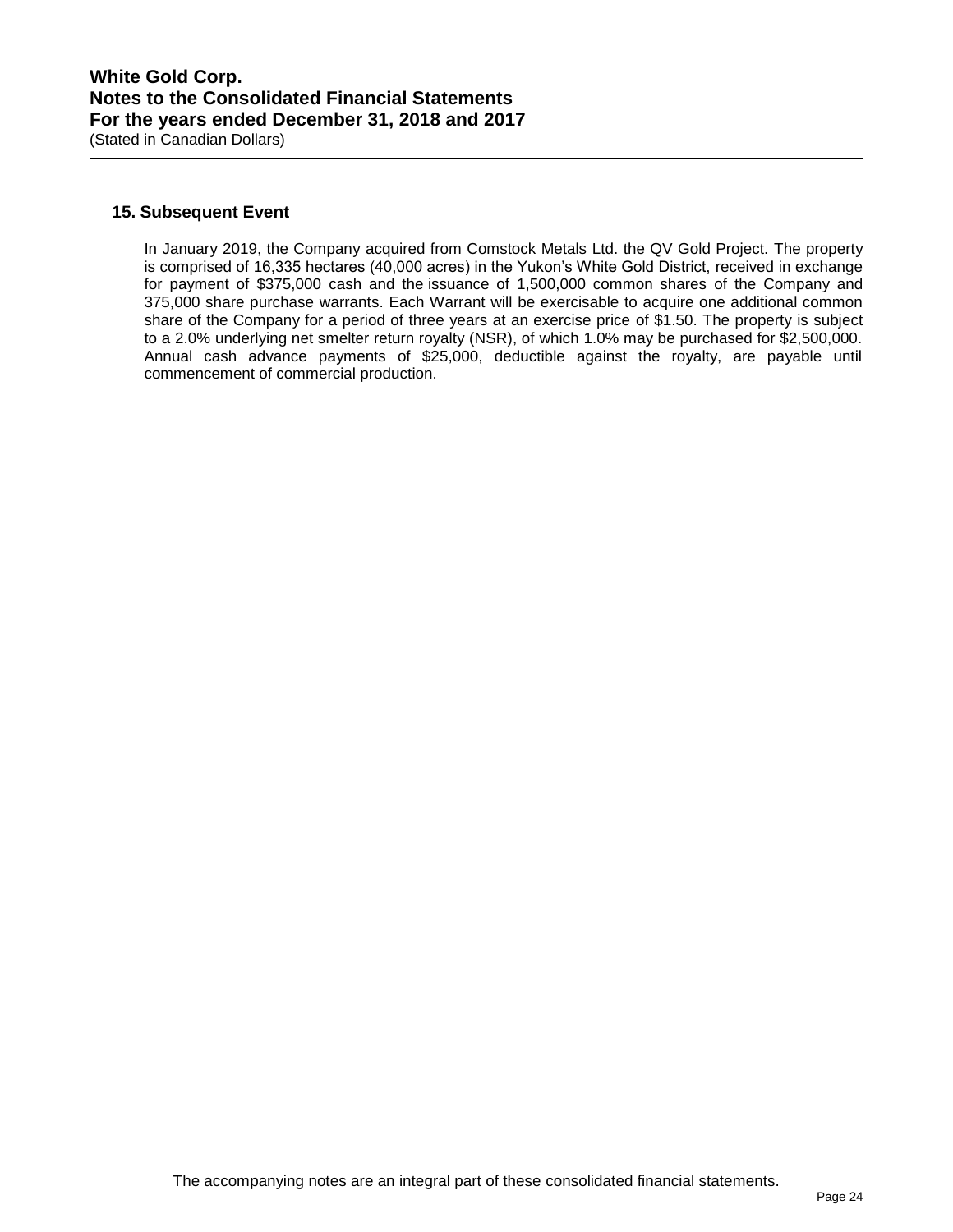## 15. Subsequent Event

In January 2019, the Company acquired from Comstock Metals Ltd. the QV Gold Project. The property is comprised of 16,335 hectares (40,000 acres) in the Yukon's White Gold District, received in exchange for payment of $375,000 cash and the issuance of 1,500,000 common shares of the Company and 375,000 share purchase warrants. Each Warrant will be exercisable to acquire one additional common share of the Company for a period of three years at an exercise price of $1.50. The property is subject to a 2.0% underlying net smelter return royalty (NSR), of which 1.0% may be purchased for $2,500,000. Annual cash advance payments of $25,000, deductible against the royalty, are payable until commencement of commercial production.